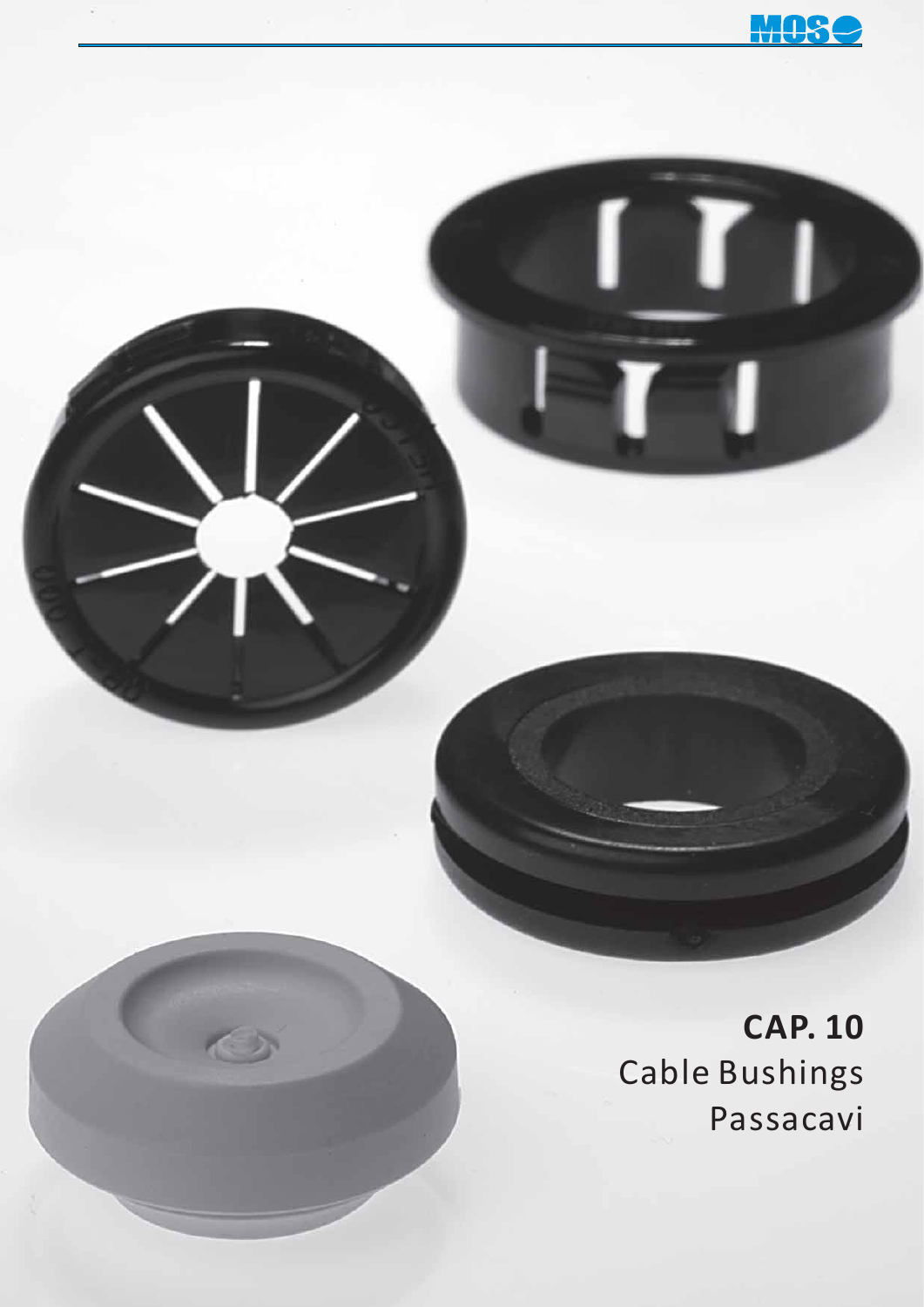**CAP. 10**

Cable Bushings

Passacavi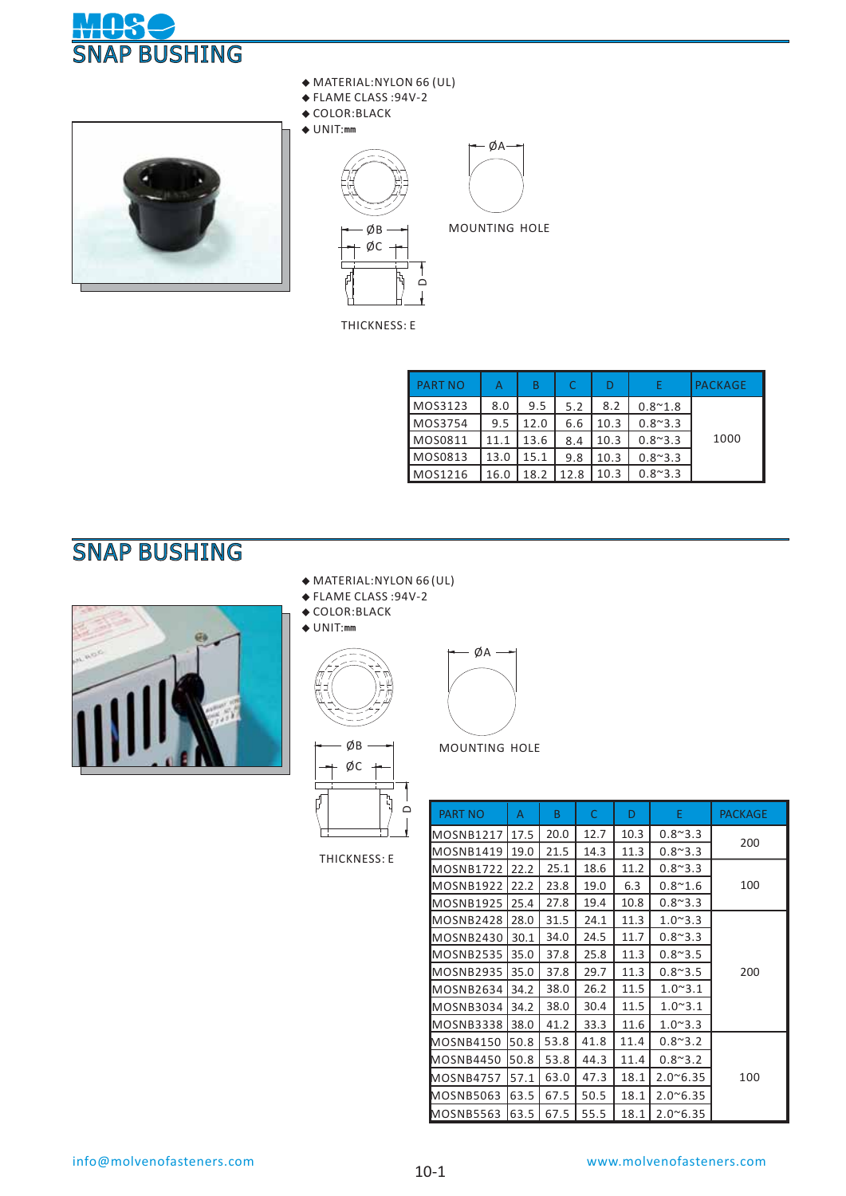# SNAP BUSHING

- ◆ MATERIAL:NYLON 66 (UL)
- ◆ FLAME CLASS :94V-2
- ◆ COLOR:BLACK
- ◆ UNIT:mm

ØA

ØB

ØC

D

MOUNTING HOLE

THICKNESS: E

| PART NO | A | B | C | D | E | PACKAGE |
|---|---|---|---|---|---|---|
| MOS3123 | 8.0 | 9.5 | 5.2 | 8.2 | 0.8~1.8 | 1000 |
| MOS3754 | 9.5 | 12.0 | 6.6 | 10.3 | 0.8~3.3 | |
| MOS0811 | 11.1 | 13.6 | 8.4 | 10.3 | 0.8~3.3 | |
| MOS0813 | 13.0 | 15.1 | 9.8 | 10.3 | 0.8~3.3 | |
| MOS1216 | 16.0 | 18.2 | 12.8 | 10.3 | 0.8~3.3 | |

# SNAP BUSHING

- ◆ MATERIAL:NYLON 66 (UL)
- ◆ FLAME CLASS :94V-2
- ◆ COLOR:BLACK
- ◆ UNIT:mm

ØA

ØB

ØC

D

MOUNTING HOLE

THICKNESS: E

| PART NO | A | B | C | D | E | PACKAGE |
|---|---|---|---|---|---|---|
| MOSNB1217 | 17.5 | 20.0 | 12.7 | 10.3 | 0.8~3.3 | 200 |
| MOSNB1419 | 19.0 | 21.5 | 14.3 | 11.3 | 0.8~3.3 | |
| MOSNB1722 | 22.2 | 25.1 | 18.6 | 11.2 | 0.8~3.3 | 100 |
| MOSNB1922 | 22.2 | 23.8 | 19.0 | 6.3 | 0.8~1.6 | |
| MOSNB1925 | 25.4 | 27.8 | 19.4 | 10.8 | 0.8~3.3 | |
| MOSNB2428 | 28.0 | 31.5 | 24.1 | 11.3 | 1.0~3.3 | 200 |
| MOSNB2430 | 30.1 | 34.0 | 24.5 | 11.7 | 0.8~3.3 | |
| MOSNB2535 | 35.0 | 37.8 | 25.8 | 11.3 | 0.8~3.5 | |
| MOSNB2935 | 35.0 | 37.8 | 29.7 | 11.3 | 0.8~3.5 | |
| MOSNB2634 | 34.2 | 38.0 | 26.2 | 11.5 | 1.0~3.1 | |
| MOSNB3034 | 34.2 | 38.0 | 30.4 | 11.5 | 1.0~3.1 | |
| MOSNB3338 | 38.0 | 41.2 | 33.3 | 11.6 | 1.0~3.3 | |
| MOSNB4150 | 50.8 | 53.8 | 41.8 | 11.4 | 0.8~3.2 | 100 |
| MOSNB4450 | 50.8 | 53.8 | 44.3 | 11.4 | 0.8~3.2 | |
| MOSNB4757 | 57.1 | 63.0 | 47.3 | 18.1 | 2.0~6.35 | |
| MOSNB5063 | 63.5 | 67.5 | 50.5 | 18.1 | 2.0~6.35 | |
| MOSNB5563 | 63.5 | 67.5 | 55.5 | 18.1 | 2.0~6.35 | |

info@molvenofasteners.com

www.molvenofasteners.com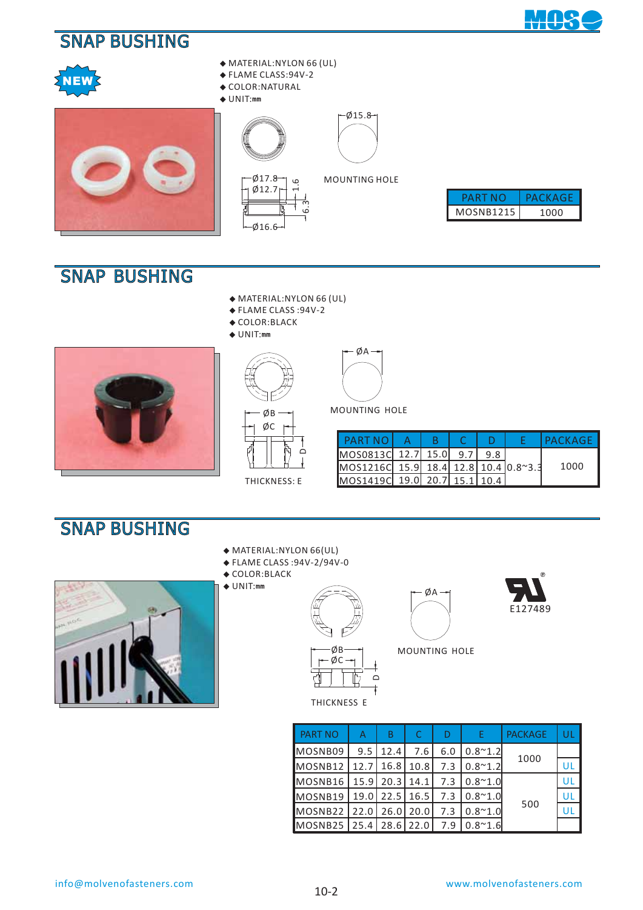## SNAP BUSHING

NEW

- MATERIAL:NYLON 66 (UL)
- FLAME CLASS:94V-2
- COLOR:NATURAL
- UNIT:mm

Ø17.8
Ø12.7
1.6
6.3
Ø16.6

Ø15.8

MOUNTING HOLE

| PART NO | PACKAGE |
|---|---|
| MOSNB1215 | 1000 |

## SNAP BUSHING

- MATERIAL:NYLON 66 (UL)
- FLAME CLASS :94V-2
- COLOR:BLACK
- UNIT:mm

ØA

MOUNTING HOLE

ØB
ØC
D

THICKNESS: E

| PART NO | A | B | C | D | E | PACKAGE |
|---|---|---|---|---|---|---|
| MOS0813C | 12.7 | 15.0 | 9.7 | 9.8 | 0.8~3.3 | 1000 |
| MOS1216C | 15.9 | 18.4 | 12.8 | 10.4 | | |
| MOS1419C | 19.0 | 20.7 | 15.1 | 10.4 | | |

## SNAP BUSHING

- MATERIAL:NYLON 66(UL)
- FLAME CLASS :94V-2/94V-0
- COLOR:BLACK
- UNIT:mm

ØB
ØC
D

THICKNESS E

ØA

MOUNTING HOLE

E127489

| PART NO | A | B | C | D | E | PACKAGE | UL |
|---|---|---|---|---|---|---|---|
| MOSNB09 | 9.5 | 12.4 | 7.6 | 6.0 | 0.8~1.2 | 1000 | |
| MOSNB12 | 12.7 | 16.8 | 10.8 | 7.3 | 0.8~1.2 | | UL |
| MOSNB16 | 15.9 | 20.3 | 14.1 | 7.3 | 0.8~1.0 | 500 | UL |
| MOSNB19 | 19.0 | 22.5 | 16.5 | 7.3 | 0.8~1.0 | | UL |
| MOSNB22 | 22.0 | 26.0 | 20.0 | 7.3 | 0.8~1.0 | | UL |
| MOSNB25 | 25.4 | 28.6 | 22.0 | 7.9 | 0.8~1.6 | | |

info@molvenofasteners.com www.molvenofasteners.com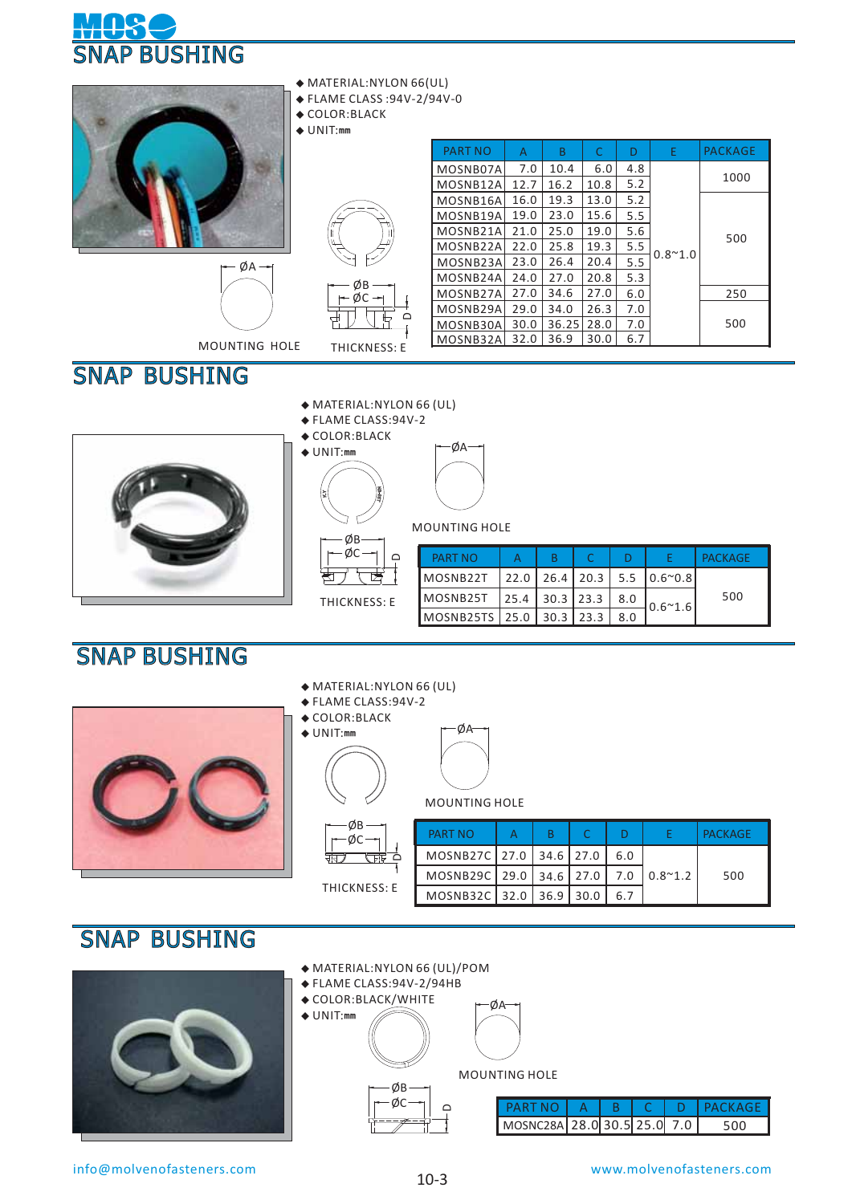# SNAP BUSHING

- MATERIAL:NYLON 66(UL)
- FLAME CLASS :94V-2/94V-0
- COLOR:BLACK
- UNIT:mm

ØA

MOUNTING HOLE

ØB ØC D

THICKNESS: E

| PART NO | A | B | C | D | E | PACKAGE |
|---|---|---|---|---|---|---|
| MOSNB07A | 7.0 | 10.4 | 6.0 | 4.8 | 0.8~1.0 | 1000 |
| MOSNB12A | 12.7 | 16.2 | 10.8 | 5.2 | | |
| MOSNB16A | 16.0 | 19.3 | 13.0 | 5.2 | | 500 |
| MOSNB19A | 19.0 | 23.0 | 15.6 | 5.5 | | |
| MOSNB21A | 21.0 | 25.0 | 19.0 | 5.6 | | |
| MOSNB22A | 22.0 | 25.8 | 19.3 | 5.5 | | |
| MOSNB23A | 23.0 | 26.4 | 20.4 | 5.5 | | |
| MOSNB24A | 24.0 | 27.0 | 20.8 | 5.3 | | |
| MOSNB27A | 27.0 | 34.6 | 27.0 | 6.0 | | 250 |
| MOSNB29A | 29.0 | 34.0 | 26.3 | 7.0 | | 500 |
| MOSNB30A | 30.0 | 36.25 | 28.0 | 7.0 | | |
| MOSNB32A | 32.0 | 36.9 | 30.0 | 6.7 | | |

# SNAP BUSHING

- MATERIAL:NYLON 66 (UL)
- FLAME CLASS:94V-2
- COLOR:BLACK
- UNIT:mm

ØA

MOUNTING HOLE

ØB ØC D

THICKNESS: E

| PART NO | A | B | C | D | E | PACKAGE |
|---|---|---|---|---|---|---|
| MOSNB22T | 22.0 | 26.4 | 20.3 | 5.5 | 0.6~0.8 | 500 |
| MOSNB25T | 25.4 | 30.3 | 23.3 | 8.0 | 0.6~1.6 | |
| MOSNB25TS | 25.0 | 30.3 | 23.3 | 8.0 | | |

# SNAP BUSHING

- MATERIAL:NYLON 66 (UL)
- FLAME CLASS:94V-2
- COLOR:BLACK
- UNIT:mm

ØA

MOUNTING HOLE

ØB ØC D

THICKNESS: E

| PART NO | A | B | C | D | E | PACKAGE |
|---|---|---|---|---|---|---|
| MOSNB27C | 27.0 | 34.6 | 27.0 | 6.0 | 0.8~1.2 | 500 |
| MOSNB29C | 29.0 | 34.6 | 27.0 | 7.0 | | |
| MOSNB32C | 32.0 | 36.9 | 30.0 | 6.7 | | |

# SNAP BUSHING

- MATERIAL:NYLON 66 (UL)/POM
- FLAME CLASS:94V-2/94HB
- COLOR:BLACK/WHITE
- UNIT:mm

ØA

MOUNTING HOLE

ØB ØC D

| PART NO | A | B | C | D | PACKAGE |
|---|---|---|---|---|---|
| MOSNC28A | 28.0 | 30.5 | 25.0 | 7.0 | 500 |

info@molvenofasteners.com www.molvenofasteners.com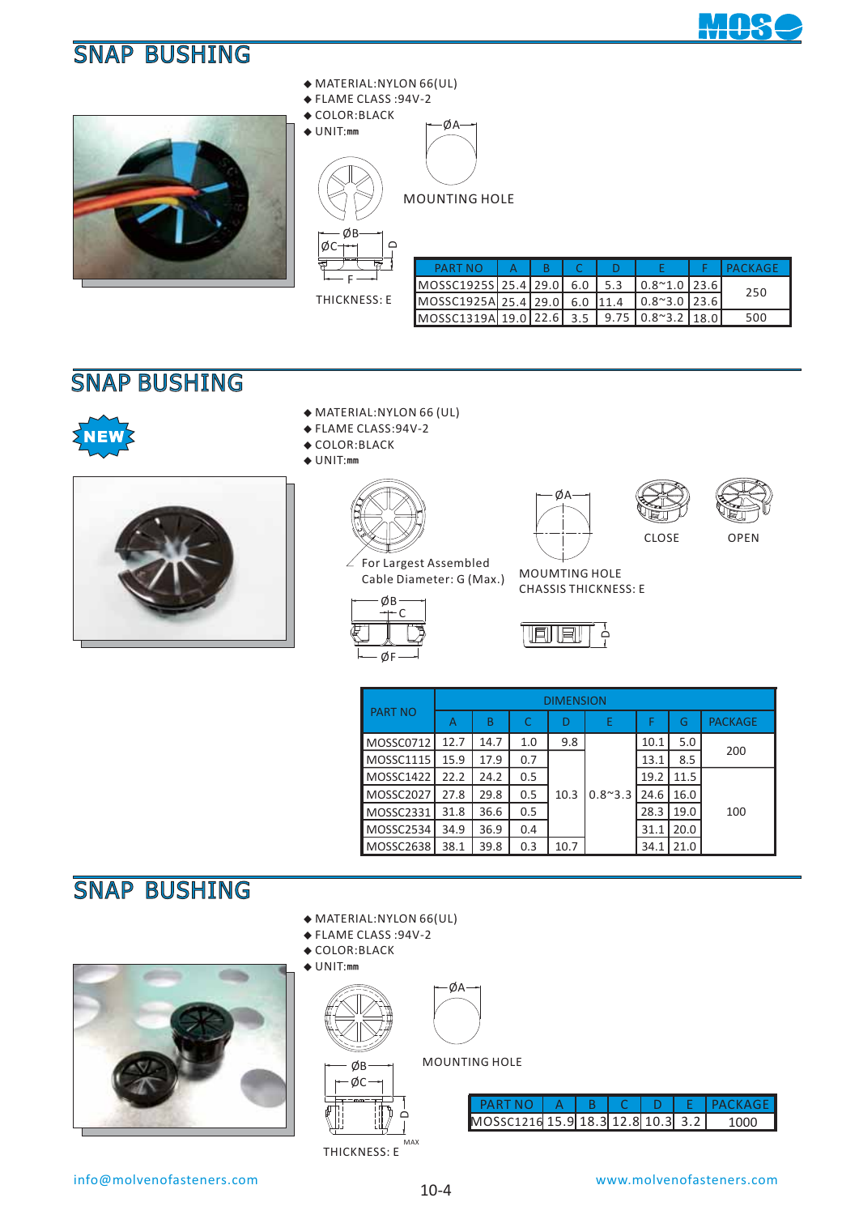# SNAP BUSHING

- MATERIAL:NYLON 66(UL)
- FLAME CLASS :94V-2
- COLOR:BLACK
- UNIT:mm

ØA

MOUNTING HOLE

ØB

ØC

D

F

THICKNESS: E

| PART NO | A | B | C | D | E | F | PACKAGE |
|---|---|---|---|---|---|---|---|
| MOSSC1925S | 25.4 | 29.0 | 6.0 | 5.3 | 0.8~1.0 | 23.6 | 250 |
| MOSSC1925A | 25.4 | 29.0 | 6.0 | 11.4 | 0.8~3.0 | 23.6 | |
| MOSSC1319A | 19.0 | 22.6 | 3.5 | 9.75 | 0.8~3.2 | 18.0 | 500 |

# SNAP BUSHING

NEW

- MATERIAL:NYLON 66 (UL)
- FLAME CLASS:94V-2
- COLOR:BLACK
- UNIT:mm

For Largest Assembled Cable Diameter: G (Max.)

ØA

MOUMTING HOLE

CHASSIS THICKNESS: E

CLOSE

OPEN

ØB

C

ØF

D

| PART NO | DIMENSION | | | | | | | |
|---|---|---|---|---|---|---|---|---|
| | A | B | C | D | E | F | G | PACKAGE |
| MOSSC0712 | 12.7 | 14.7 | 1.0 | 9.8 | 0.8~3.3 | 10.1 | 5.0 | 200 |
| MOSSC1115 | 15.9 | 17.9 | 0.7 | 10.3 | | 13.1 | 8.5 | |
| MOSSC1422 | 22.2 | 24.2 | 0.5 | | | 19.2 | 11.5 | 100 |
| MOSSC2027 | 27.8 | 29.8 | 0.5 | | | 24.6 | 16.0 | |
| MOSSC2331 | 31.8 | 36.6 | 0.5 | | | 28.3 | 19.0 | |
| MOSSC2534 | 34.9 | 36.9 | 0.4 | | | 31.1 | 20.0 | |
| MOSSC2638 | 38.1 | 39.8 | 0.3 | 10.7 | | 34.1 | 21.0 | |

# SNAP BUSHING

- MATERIAL:NYLON 66(UL)
- FLAME CLASS :94V-2
- COLOR:BLACK
- UNIT:mm

ØA

MOUNTING HOLE

ØB

ØC

D

MAX

THICKNESS: E

| PART NO | A | B | C | D | E | PACKAGE |
|---|---|---|---|---|---|---|
| MOSSC1216 | 15.9 | 18.3 | 12.8 | 10.3 | 3.2 | 1000 |

info@molvenofasteners.com

www.molvenofasteners.com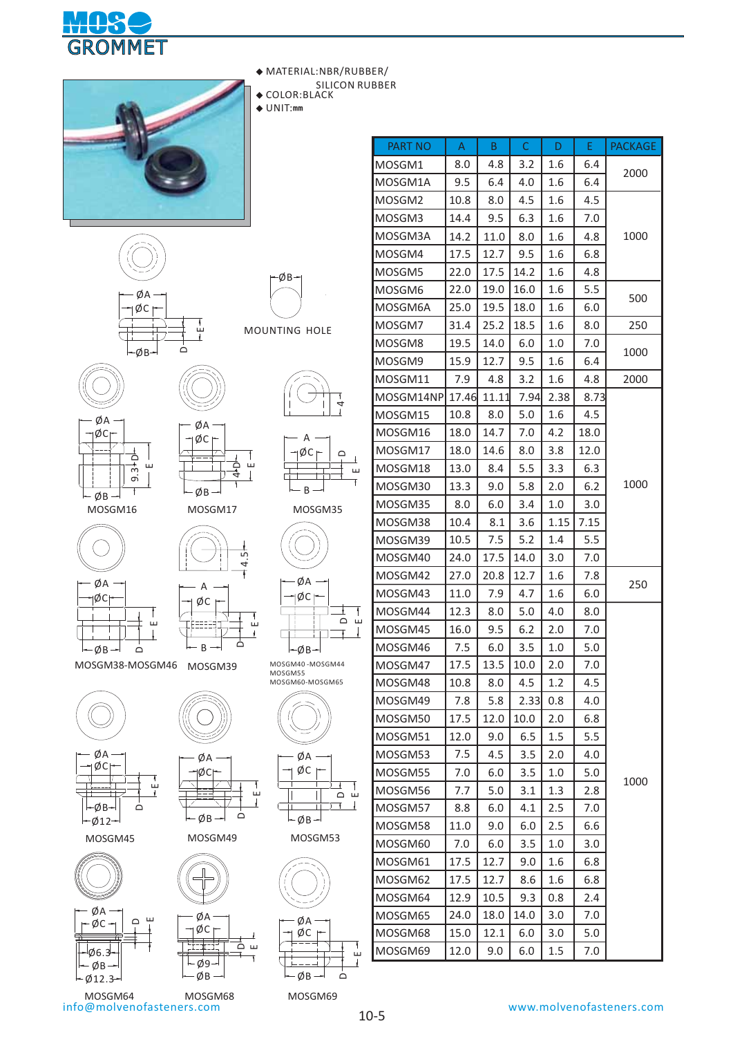# GROMMET

◆ MATERIAL:NBR/RUBBER/SILICON RUBBER
◆ COLOR:BLACK
◆ UNIT:mm

MOUNTING HOLE

MOSGM16 MOSGM17 MOSGM35

MOSGM38-MOSGM46 MOSGM39 MOSGM40 -MOSGM44 MOSGM55 MOSGM60-MOSGM65

MOSGM45 MOSGM49 MOSGM53

MOSGM64 MOSGM68 MOSGM69

| PART NO | A | B | C | D | E | PACKAGE |
|---|---|---|---|---|---|---|
| MOSGM1 | 8.0 | 4.8 | 3.2 | 1.6 | 6.4 | 2000 |
| MOSGM1A | 9.5 | 6.4 | 4.0 | 1.6 | 6.4 | |
| MOSGM2 | 10.8 | 8.0 | 4.5 | 1.6 | 4.5 | 1000 |
| MOSGM3 | 14.4 | 9.5 | 6.3 | 1.6 | 7.0 | |
| MOSGM3A | 14.2 | 11.0 | 8.0 | 1.6 | 4.8 | |
| MOSGM4 | 17.5 | 12.7 | 9.5 | 1.6 | 6.8 | |
| MOSGM5 | 22.0 | 17.5 | 14.2 | 1.6 | 4.8 | |
| MOSGM6 | 22.0 | 19.0 | 16.0 | 1.6 | 5.5 | 500 |
| MOSGM6A | 25.0 | 19.5 | 18.0 | 1.6 | 6.0 | |
| MOSGM7 | 31.4 | 25.2 | 18.5 | 1.6 | 8.0 | 250 |
| MOSGM8 | 19.5 | 14.0 | 6.0 | 1.0 | 7.0 | 1000 |
| MOSGM9 | 15.9 | 12.7 | 9.5 | 1.6 | 6.4 | |
| MOSGM11 | 7.9 | 4.8 | 3.2 | 1.6 | 4.8 | 2000 |
| MOSGM14NP | 17.46 | 11.11 | 7.94 | 2.38 | 8.73 | 1000 |
| MOSGM15 | 10.8 | 8.0 | 5.0 | 1.6 | 4.5 | |
| MOSGM16 | 18.0 | 14.7 | 7.0 | 4.2 | 18.0 | |
| MOSGM17 | 18.0 | 14.6 | 8.0 | 3.8 | 12.0 | |
| MOSGM18 | 13.0 | 8.4 | 5.5 | 3.3 | 6.3 | |
| MOSGM30 | 13.3 | 9.0 | 5.8 | 2.0 | 6.2 | |
| MOSGM35 | 8.0 | 6.0 | 3.4 | 1.0 | 3.0 | |
| MOSGM38 | 10.4 | 8.1 | 3.6 | 1.15 | 7.15 | |
| MOSGM39 | 10.5 | 7.5 | 5.2 | 1.4 | 5.5 | |
| MOSGM40 | 24.0 | 17.5 | 14.0 | 3.0 | 7.0 | |
| MOSGM42 | 27.0 | 20.8 | 12.7 | 1.6 | 7.8 | 250 |
| MOSGM43 | 11.0 | 7.9 | 4.7 | 1.6 | 6.0 | |
| MOSGM44 | 12.3 | 8.0 | 5.0 | 4.0 | 8.0 | 1000 |
| MOSGM45 | 16.0 | 9.5 | 6.2 | 2.0 | 7.0 | |
| MOSGM46 | 7.5 | 6.0 | 3.5 | 1.0 | 5.0 | |
| MOSGM47 | 17.5 | 13.5 | 10.0 | 2.0 | 7.0 | |
| MOSGM48 | 10.8 | 8.0 | 4.5 | 1.2 | 4.5 | |
| MOSGM49 | 7.8 | 5.8 | 2.33 | 0.8 | 4.0 | |
| MOSGM50 | 17.5 | 12.0 | 10.0 | 2.0 | 6.8 | |
| MOSGM51 | 12.0 | 9.0 | 6.5 | 1.5 | 5.5 | |
| MOSGM53 | 7.5 | 4.5 | 3.5 | 2.0 | 4.0 | |
| MOSGM55 | 7.0 | 6.0 | 3.5 | 1.0 | 5.0 | |
| MOSGM56 | 7.7 | 5.0 | 3.1 | 1.3 | 2.8 | |
| MOSGM57 | 8.8 | 6.0 | 4.1 | 2.5 | 7.0 | |
| MOSGM58 | 11.0 | 9.0 | 6.0 | 2.5 | 6.6 | |
| MOSGM60 | 7.0 | 6.0 | 3.5 | 1.0 | 3.0 | |
| MOSGM61 | 17.5 | 12.7 | 9.0 | 1.6 | 6.8 | |
| MOSGM62 | 17.5 | 12.7 | 8.6 | 1.6 | 6.8 | |
| MOSGM64 | 12.9 | 10.5 | 9.3 | 0.8 | 2.4 | |
| MOSGM65 | 24.0 | 18.0 | 14.0 | 3.0 | 7.0 | |
| MOSGM68 | 15.0 | 12.1 | 6.0 | 3.0 | 5.0 | |
| MOSGM69 | 12.0 | 9.0 | 6.0 | 1.5 | 7.0 | |

info@molvenofasteners.com www.molvenofasteners.com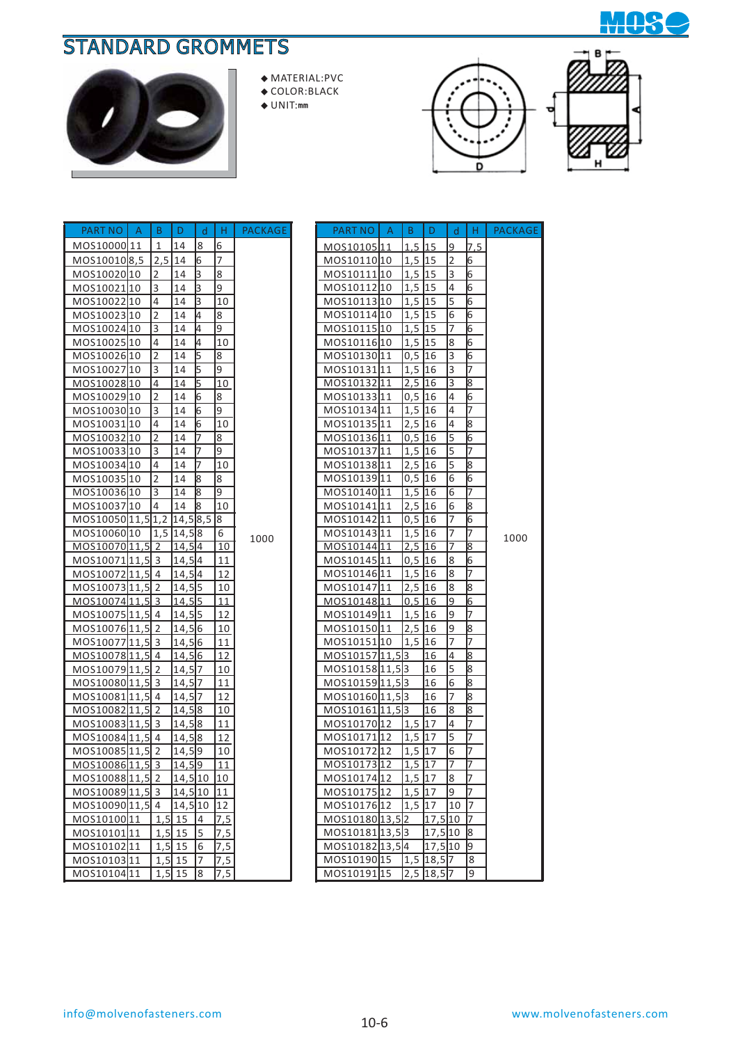# STANDARD GROMMETS

- MATERIAL:PVC
- COLOR:BLACK
- UNIT:mm

| PART NO | A | B | D | d | H | PACKAGE |
|---|---|---|---|---|---|---|
| MOS10000 | 11 | 1 | 14 | 8 | 6 | 1000 |
| MOS10010 | 8,5 | 2,5 | 14 | 6 | 7 | |
| MOS10020 | 10 | 2 | 14 | 3 | 8 | |
| MOS10021 | 10 | 3 | 14 | 3 | 9 | |
| MOS10022 | 10 | 4 | 14 | 3 | 10 | |
| MOS10023 | 10 | 2 | 14 | 4 | 8 | |
| MOS10024 | 10 | 3 | 14 | 4 | 9 | |
| MOS10025 | 10 | 4 | 14 | 4 | 10 | |
| MOS10026 | 10 | 2 | 14 | 5 | 8 | |
| MOS10027 | 10 | 3 | 14 | 5 | 9 | |
| MOS10028 | 10 | 4 | 14 | 5 | 10 | |
| MOS10029 | 10 | 2 | 14 | 6 | 8 | |
| MOS10030 | 10 | 3 | 14 | 6 | 9 | |
| MOS10031 | 10 | 4 | 14 | 6 | 10 | |
| MOS10032 | 10 | 2 | 14 | 7 | 8 | |
| MOS10033 | 10 | 3 | 14 | 7 | 9 | |
| MOS10034 | 10 | 4 | 14 | 7 | 10 | |
| MOS10035 | 10 | 2 | 14 | 8 | 8 | |
| MOS10036 | 10 | 3 | 14 | 8 | 9 | |
| MOS10037 | 10 | 4 | 14 | 8 | 10 | |
| MOS10050 | 11,5 | 1,2 | 14,5 | 8,5 | 8 | |
| MOS10060 | 10 | 1,5 | 14,5 | 8 | 6 | |
| MOS10070 | 11,5 | 2 | 14,5 | 4 | 10 | |
| MOS10071 | 11,5 | 3 | 14,5 | 4 | 11 | |
| MOS10072 | 11,5 | 4 | 14,5 | 4 | 12 | |
| MOS10073 | 11,5 | 2 | 14,5 | 5 | 10 | |
| MOS10074 | 11,5 | 3 | 14,5 | 5 | 11 | |
| MOS10075 | 11,5 | 4 | 14,5 | 5 | 12 | |
| MOS10076 | 11,5 | 2 | 14,5 | 6 | 10 | |
| MOS10077 | 11,5 | 3 | 14,5 | 6 | 11 | |
| MOS10078 | 11,5 | 4 | 14,5 | 6 | 12 | |
| MOS10079 | 11,5 | 2 | 14,5 | 7 | 10 | |
| MOS10080 | 11,5 | 3 | 14,5 | 7 | 11 | |
| MOS10081 | 11,5 | 4 | 14,5 | 7 | 12 | |
| MOS10082 | 11,5 | 2 | 14,5 | 8 | 10 | |
| MOS10083 | 11,5 | 3 | 14,5 | 8 | 11 | |
| MOS10084 | 11,5 | 4 | 14,5 | 8 | 12 | |
| MOS10085 | 11,5 | 2 | 14,5 | 9 | 10 | |
| MOS10086 | 11,5 | 3 | 14,5 | 9 | 11 | |
| MOS10088 | 11,5 | 2 | 14,5 | 10 | 10 | |
| MOS10089 | 11,5 | 3 | 14,5 | 10 | 11 | |
| MOS10090 | 11,5 | 4 | 14,5 | 10 | 12 | |
| MOS10100 | 11 | 1,5 | 15 | 4 | 7,5 | |
| MOS10101 | 11 | 1,5 | 15 | 5 | 7,5 | |
| MOS10102 | 11 | 1,5 | 15 | 6 | 7,5 | |
| MOS10103 | 11 | 1,5 | 15 | 7 | 7,5 | |
| MOS10104 | 11 | 1,5 | 15 | 8 | 7,5 | |

| PART NO | A | B | D | d | H | PACKAGE |
|---|---|---|---|---|---|---|
| MOS10105 | 11 | 1,5 | 15 | 9 | 7,5 | 1000 |
| MOS10110 | 10 | 1,5 | 15 | 2 | 6 | |
| MOS10111 | 10 | 1,5 | 15 | 3 | 6 | |
| MOS10112 | 10 | 1,5 | 15 | 4 | 6 | |
| MOS10113 | 10 | 1,5 | 15 | 5 | 6 | |
| MOS10114 | 10 | 1,5 | 15 | 6 | 6 | |
| MOS10115 | 10 | 1,5 | 15 | 7 | 6 | |
| MOS10116 | 10 | 1,5 | 15 | 8 | 6 | |
| MOS10130 | 11 | 0,5 | 16 | 3 | 6 | |
| MOS10131 | 11 | 1,5 | 16 | 3 | 7 | |
| MOS10132 | 11 | 2,5 | 16 | 3 | 8 | |
| MOS10133 | 11 | 0,5 | 16 | 4 | 6 | |
| MOS10134 | 11 | 1,5 | 16 | 4 | 7 | |
| MOS10135 | 11 | 2,5 | 16 | 4 | 8 | |
| MOS10136 | 11 | 0,5 | 16 | 5 | 6 | |
| MOS10137 | 11 | 1,5 | 16 | 5 | 7 | |
| MOS10138 | 11 | 2,5 | 16 | 5 | 8 | |
| MOS10139 | 11 | 0,5 | 16 | 6 | 6 | |
| MOS10140 | 11 | 1,5 | 16 | 6 | 7 | |
| MOS10141 | 11 | 2,5 | 16 | 6 | 8 | |
| MOS10142 | 11 | 0,5 | 16 | 7 | 6 | |
| MOS10143 | 11 | 1,5 | 16 | 7 | 7 | |
| MOS10144 | 11 | 2,5 | 16 | 7 | 8 | |
| MOS10145 | 11 | 0,5 | 16 | 8 | 6 | |
| MOS10146 | 11 | 1,5 | 16 | 8 | 7 | |
| MOS10147 | 11 | 2,5 | 16 | 8 | 8 | |
| MOS10148 | 11 | 0,5 | 16 | 9 | 6 | |
| MOS10149 | 11 | 1,5 | 16 | 9 | 7 | |
| MOS10150 | 11 | 2,5 | 16 | 9 | 8 | |
| MOS10151 | 10 | 1,5 | 16 | 7 | 7 | |
| MOS10157 | 11,5 | 3 | 16 | 4 | 8 | |
| MOS10158 | 11,5 | 3 | 16 | 5 | 8 | |
| MOS10159 | 11,5 | 3 | 16 | 6 | 8 | |
| MOS10160 | 11,5 | 3 | 16 | 7 | 8 | |
| MOS10161 | 11,5 | 3 | 16 | 8 | 8 | |
| MOS10170 | 12 | 1,5 | 17 | 4 | 7 | |
| MOS10171 | 12 | 1,5 | 17 | 5 | 7 | |
| MOS10172 | 12 | 1,5 | 17 | 6 | 7 | |
| MOS10173 | 12 | 1,5 | 17 | 7 | 7 | |
| MOS10174 | 12 | 1,5 | 17 | 8 | 7 | |
| MOS10175 | 12 | 1,5 | 17 | 9 | 7 | |
| MOS10176 | 12 | 1,5 | 17 | 10 | 7 | |
| MOS10180 | 13,5 | 2 | 17,5 | 10 | 7 | |
| MOS10181 | 13,5 | 3 | 17,5 | 10 | 8 | |
| MOS10182 | 13,5 | 4 | 17,5 | 10 | 9 | |
| MOS10190 | 15 | 1,5 | 18,5 | 7 | 8 | |
| MOS10191 | 15 | 2,5 | 18,5 | 7 | 9 | |

info@molvenofasteners.com

www.molvenofasteners.com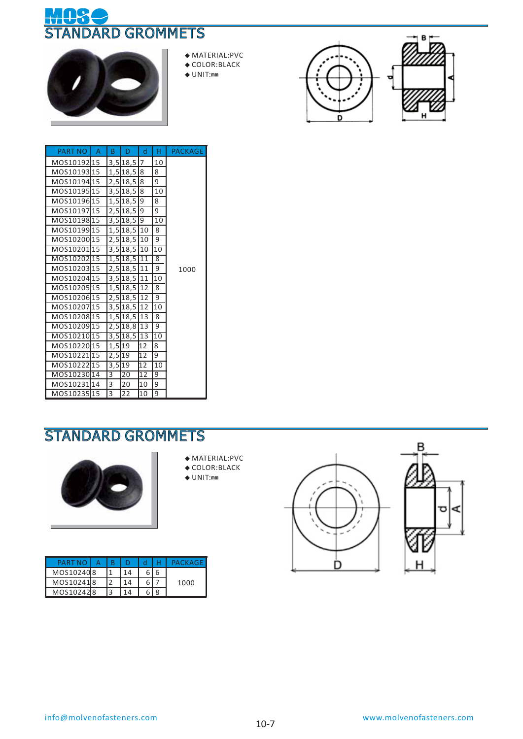# STANDARD GROMMETS

- ◆ MATERIAL:PVC
- ◆ COLOR:BLACK
- ◆ UNIT:mm

| PART NO | A | B | D | d | H | PACKAGE |
|---|---|---|---|---|---|---|
| MOS10192 | 15 | 3,5 | 18,5 | 7 | 10 | 1000 |
| MOS10193 | 15 | 1,5 | 18,5 | 8 | 8 | |
| MOS10194 | 15 | 2,5 | 18,5 | 8 | 9 | |
| MOS10195 | 15 | 3,5 | 18,5 | 8 | 10 | |
| MOS10196 | 15 | 1,5 | 18,5 | 9 | 8 | |
| MOS10197 | 15 | 2,5 | 18,5 | 9 | 9 | |
| MOS10198 | 15 | 3,5 | 18,5 | 9 | 10 | |
| MOS10199 | 15 | 1,5 | 18,5 | 10 | 8 | |
| MOS10200 | 15 | 2,5 | 18,5 | 10 | 9 | |
| MOS10201 | 15 | 3,5 | 18,5 | 10 | 10 | |
| MOS10202 | 15 | 1,5 | 18,5 | 11 | 8 | |
| MOS10203 | 15 | 2,5 | 18,5 | 11 | 9 | |
| MOS10204 | 15 | 3,5 | 18,5 | 11 | 10 | |
| MOS10205 | 15 | 1,5 | 18,5 | 12 | 8 | |
| MOS10206 | 15 | 2,5 | 18,5 | 12 | 9 | |
| MOS10207 | 15 | 3,5 | 18,5 | 12 | 10 | |
| MOS10208 | 15 | 1,5 | 18,5 | 13 | 8 | |
| MOS10209 | 15 | 2,5 | 18,8 | 13 | 9 | |
| MOS10210 | 15 | 3,5 | 18,5 | 13 | 10 | |
| MOS10220 | 15 | 1,5 | 19 | 12 | 8 | |
| MOS10221 | 15 | 2,5 | 19 | 12 | 9 | |
| MOS10222 | 15 | 3,5 | 19 | 12 | 10 | |
| MOS10230 | 14 | 3 | 20 | 12 | 9 | |
| MOS10231 | 14 | 3 | 20 | 10 | 9 | |
| MOS10235 | 15 | 3 | 22 | 10 | 9 | |

# STANDARD GROMMETS

- ◆ MATERIAL:PVC
- ◆ COLOR:BLACK
- ◆ UNIT:mm

| PART NO | A | B | D | d | H | PACKAGE |
|---|---|---|---|---|---|---|
| MOS10240 | 8 | 1 | 14 | 6 | 6 | 1000 |
| MOS10241 | 8 | 2 | 14 | 6 | 7 | |
| MOS10242 | 8 | 3 | 14 | 6 | 8 | |

info@molvenofasteners.com www.molvenofasteners.com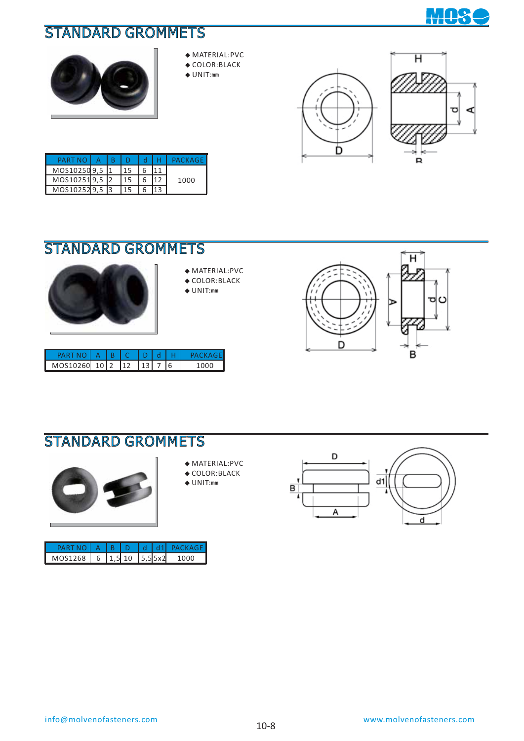## STANDARD GROMMETS

- MATERIAL:PVC
- COLOR:BLACK
- UNIT:mm

| PART NO | A | B | D | d | H | PACKAGE |
|---|---|---|---|---|---|---|
| MOS10250 | 9,5 | 1 | 15 | 6 | 11 | 1000 |
| MOS10251 | 9,5 | 2 | 15 | 6 | 12 | |
| MOS10252 | 9,5 | 3 | 15 | 6 | 13 | |

## STANDARD GROMMETS

- MATERIAL:PVC
- COLOR:BLACK
- UNIT:mm

| PART NO | A | B | C | D | d | H | PACKAGE |
|---|---|---|---|---|---|---|---|
| MOS10260 | 10 | 2 | 12 | 13 | 7 | 6 | 1000 |

## STANDARD GROMMETS

- MATERIAL:PVC
- COLOR:BLACK
- UNIT:mm

| PART NO | A | B | D | d | d1 | PACKAGE |
|---|---|---|---|---|---|---|
| MOS1268 | 6 | 1,5 | 10 | 5,5 | 5x2 | 1000 |

info@molvenofasteners.com

www.molvenofasteners.com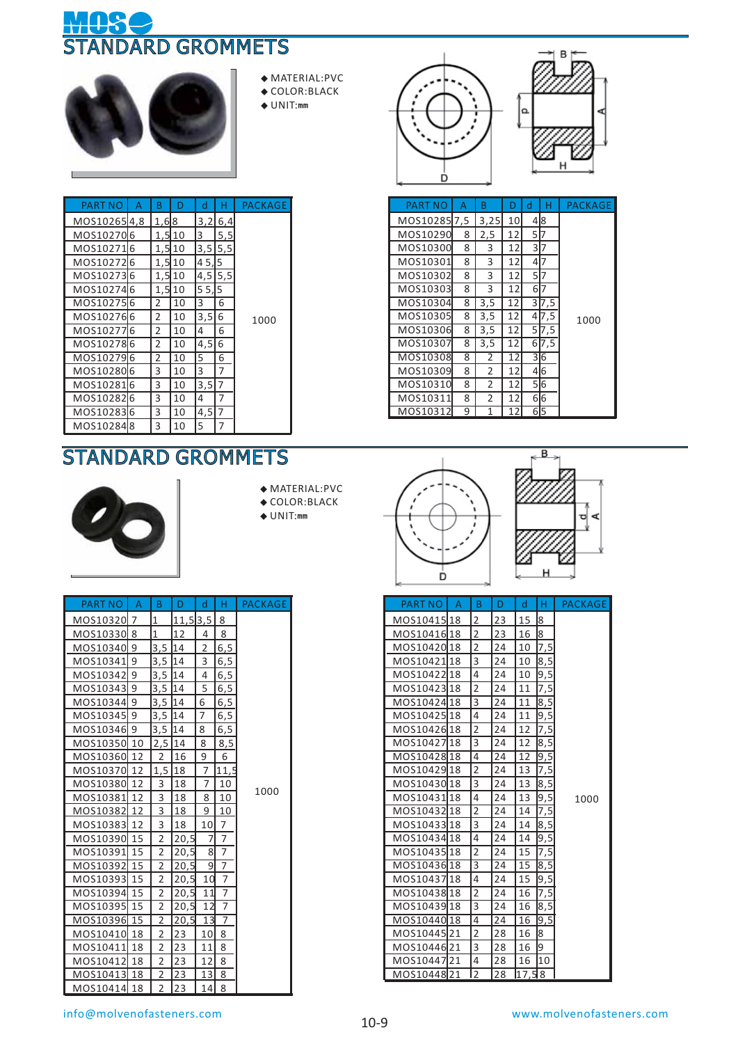# STANDARD GROMMETS

◆ MATERIAL:PVC
◆ COLOR:BLACK
◆ UNIT:mm

| PART NO | A | B | D | d | H | PACKAGE |
|---|---|---|---|---|---|---|
| MOS10265 | 4,8 | 1,6 | 8 | 3,2 | 6,4 | 1000 |
| MOS10270 | 6 | 1,5 | 10 | 3 | 5,5 | |
| MOS10271 | 6 | 1,5 | 10 | 3,5 | 5,5 | |
| MOS10272 | 6 | 1,5 | 10 | 4 | 5,5 | |
| MOS10273 | 6 | 1,5 | 10 | 4,5 | 5,5 | |
| MOS10274 | 6 | 1,5 | 10 | 5 | 5,5 | |
| MOS10275 | 6 | 2 | 10 | 3 | 6 | |
| MOS10276 | 6 | 2 | 10 | 3,5 | 6 | |
| MOS10277 | 6 | 2 | 10 | 4 | 6 | |
| MOS10278 | 6 | 2 | 10 | 4,5 | 6 | |
| MOS10279 | 6 | 2 | 10 | 5 | 6 | |
| MOS10280 | 6 | 3 | 10 | 3 | 7 | |
| MOS10281 | 6 | 3 | 10 | 3,5 | 7 | |
| MOS10282 | 6 | 3 | 10 | 4 | 7 | |
| MOS10283 | 6 | 3 | 10 | 4,5 | 7 | |
| MOS10284 | 8 | 3 | 10 | 5 | 7 | |

| PART NO | A | B | D | d | H | PACKAGE |
|---|---|---|---|---|---|---|
| MOS10285 | 7,5 | 3,25 | 10 | 4 | 8 | 1000 |
| MOS10290 | 8 | 2,5 | 12 | 5 | 7 | |
| MOS10300 | 8 | 3 | 12 | 3 | 7 | |
| MOS10301 | 8 | 3 | 12 | 4 | 7 | |
| MOS10302 | 8 | 3 | 12 | 5 | 7 | |
| MOS10303 | 8 | 3 | 12 | 6 | 7 | |
| MOS10304 | 8 | 3,5 | 12 | 3 | 7,5 | |
| MOS10305 | 8 | 3,5 | 12 | 4 | 7,5 | |
| MOS10306 | 8 | 3,5 | 12 | 5 | 7,5 | |
| MOS10307 | 8 | 3,5 | 12 | 6 | 7,5 | |
| MOS10308 | 8 | 2 | 12 | 3 | 6 | |
| MOS10309 | 8 | 2 | 12 | 4 | 6 | |
| MOS10310 | 8 | 2 | 12 | 5 | 6 | |
| MOS10311 | 8 | 2 | 12 | 6 | 6 | |
| MOS10312 | 9 | 1 | 12 | 6 | 5 | |

# STANDARD GROMMETS

◆ MATERIAL:PVC
◆ COLOR:BLACK
◆ UNIT:mm

| PART NO | A | B | D | d | H | PACKAGE |
|---|---|---|---|---|---|---|
| MOS10320 | 7 | 1 | 11,5 | 3,5 | 8 | 1000 |
| MOS10330 | 8 | 1 | 12 | 4 | 8 | |
| MOS10340 | 9 | 3,5 | 14 | 2 | 6,5 | |
| MOS10341 | 9 | 3,5 | 14 | 3 | 6,5 | |
| MOS10342 | 9 | 3,5 | 14 | 4 | 6,5 | |
| MOS10343 | 9 | 3,5 | 14 | 5 | 6,5 | |
| MOS10344 | 9 | 3,5 | 14 | 6 | 6,5 | |
| MOS10345 | 9 | 3,5 | 14 | 7 | 6,5 | |
| MOS10346 | 9 | 3,5 | 14 | 8 | 6,5 | |
| MOS10350 | 10 | 2,5 | 14 | 8 | 8,5 | |
| MOS10360 | 12 | 2 | 16 | 9 | 6 | |
| MOS10370 | 12 | 1,5 | 18 | 7 | 11,5 | |
| MOS10380 | 12 | 3 | 18 | 7 | 10 | |
| MOS10381 | 12 | 3 | 18 | 8 | 10 | |
| MOS10382 | 12 | 3 | 18 | 9 | 10 | |
| MOS10383 | 12 | 3 | 18 | 10 | 7 | |
| MOS10390 | 15 | 2 | 20,5 | 7 | 7 | |
| MOS10391 | 15 | 2 | 20,5 | 8 | 7 | |
| MOS10392 | 15 | 2 | 20,5 | 9 | 7 | |
| MOS10393 | 15 | 2 | 20,5 | 10 | 7 | |
| MOS10394 | 15 | 2 | 20,5 | 11 | 7 | |
| MOS10395 | 15 | 2 | 20,5 | 12 | 7 | |
| MOS10396 | 15 | 2 | 20,5 | 13 | 7 | |
| MOS10410 | 18 | 2 | 23 | 10 | 8 | |
| MOS10411 | 18 | 2 | 23 | 11 | 8 | |
| MOS10412 | 18 | 2 | 23 | 12 | 8 | |
| MOS10413 | 18 | 2 | 23 | 13 | 8 | |
| MOS10414 | 18 | 2 | 23 | 14 | 8 | |

| PART NO | A | B | D | d | H | PACKAGE |
|---|---|---|---|---|---|---|
| MOS10415 | 18 | 2 | 23 | 15 | 8 | 1000 |
| MOS10416 | 18 | 2 | 23 | 16 | 8 | |
| MOS10420 | 18 | 2 | 24 | 10 | 7,5 | |
| MOS10421 | 18 | 3 | 24 | 10 | 8,5 | |
| MOS10422 | 18 | 4 | 24 | 10 | 9,5 | |
| MOS10423 | 18 | 2 | 24 | 11 | 7,5 | |
| MOS10424 | 18 | 3 | 24 | 11 | 8,5 | |
| MOS10425 | 18 | 4 | 24 | 11 | 9,5 | |
| MOS10426 | 18 | 2 | 24 | 12 | 7,5 | |
| MOS10427 | 18 | 3 | 24 | 12 | 8,5 | |
| MOS10428 | 18 | 4 | 24 | 12 | 9,5 | |
| MOS10429 | 18 | 2 | 24 | 13 | 7,5 | |
| MOS10430 | 18 | 3 | 24 | 13 | 8,5 | |
| MOS10431 | 18 | 4 | 24 | 13 | 9,5 | |
| MOS10432 | 18 | 2 | 24 | 14 | 7,5 | |
| MOS10433 | 18 | 3 | 24 | 14 | 8,5 | |
| MOS10434 | 18 | 4 | 24 | 14 | 9,5 | |
| MOS10435 | 18 | 2 | 24 | 15 | 7,5 | |
| MOS10436 | 18 | 3 | 24 | 15 | 8,5 | |
| MOS10437 | 18 | 4 | 24 | 15 | 9,5 | |
| MOS10438 | 18 | 2 | 24 | 16 | 7,5 | |
| MOS10439 | 18 | 3 | 24 | 16 | 8,5 | |
| MOS10440 | 18 | 4 | 24 | 16 | 9,5 | |
| MOS10445 | 21 | 2 | 28 | 16 | 8 | |
| MOS10446 | 21 | 3 | 28 | 16 | 9 | |
| MOS10447 | 21 | 4 | 28 | 16 | 10 | |
| MOS10448 | 21 | 2 | 28 | 17,5 | 8 | |

info@molvenofasteners.com www.molvenofasteners.com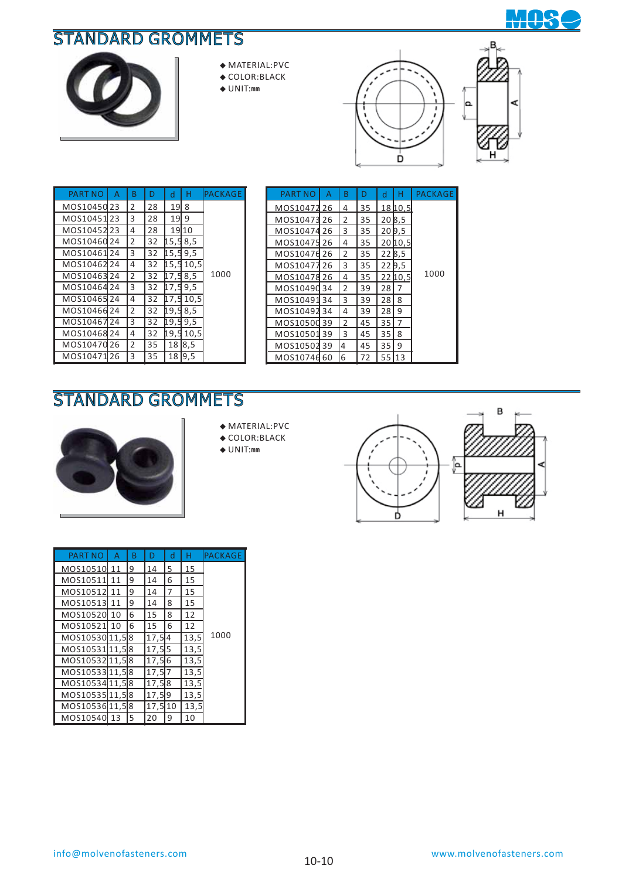## STANDARD GROMMETS

- MATERIAL:PVC
- COLOR:BLACK
- UNIT:mm

| PART NO | A | B | D | d | H | PACKAGE |
|---|---|---|---|---|---|---|
| MOS10450 | 23 | 2 | 28 | 19 | 8 | 1000 |
| MOS10451 | 23 | 3 | 28 | 19 | 9 | |
| MOS10452 | 23 | 4 | 28 | 19 | 10 | |
| MOS10460 | 24 | 2 | 32 | 15,5 | 8,5 | |
| MOS10461 | 24 | 3 | 32 | 15,5 | 9,5 | |
| MOS10462 | 24 | 4 | 32 | 15,5 | 10,5 | |
| MOS10463 | 24 | 2 | 32 | 17,5 | 8,5 | |
| MOS10464 | 24 | 3 | 32 | 17,5 | 9,5 | |
| MOS10465 | 24 | 4 | 32 | 17,5 | 10,5 | |
| MOS10466 | 24 | 2 | 32 | 19,5 | 8,5 | |
| MOS10467 | 24 | 3 | 32 | 19,5 | 9,5 | |
| MOS10468 | 24 | 4 | 32 | 19,5 | 10,5 | |
| MOS10470 | 26 | 2 | 35 | 18 | 8,5 | |
| MOS10471 | 26 | 3 | 35 | 18 | 9,5 | |

| PART NO | A | B | D | d | H | PACKAGE |
|---|---|---|---|---|---|---|
| MOS10472 | 26 | 4 | 35 | 18 | 10,5 | 1000 |
| MOS10473 | 26 | 2 | 35 | 20 | 8,5 | |
| MOS10474 | 26 | 3 | 35 | 20 | 9,5 | |
| MOS10475 | 26 | 4 | 35 | 20 | 10,5 | |
| MOS10476 | 26 | 2 | 35 | 22 | 8,5 | |
| MOS10477 | 26 | 3 | 35 | 22 | 9,5 | |
| MOS10478 | 26 | 4 | 35 | 22 | 10,5 | |
| MOS10490 | 34 | 2 | 39 | 28 | 7 | |
| MOS10491 | 34 | 3 | 39 | 28 | 8 | |
| MOS10492 | 34 | 4 | 39 | 28 | 9 | |
| MOS10500 | 39 | 2 | 45 | 35 | 7 | |
| MOS10501 | 39 | 3 | 45 | 35 | 8 | |
| MOS10502 | 39 | 4 | 45 | 35 | 9 | |
| MOS10746 | 60 | 6 | 72 | 55 | 13 | |

## STANDARD GROMMETS

- MATERIAL:PVC
- COLOR:BLACK
- UNIT:mm

| PART NO | A | B | D | d | H | PACKAGE |
|---|---|---|---|---|---|---|
| MOS10510 | 11 | 9 | 14 | 5 | 15 | 1000 |
| MOS10511 | 11 | 9 | 14 | 6 | 15 | |
| MOS10512 | 11 | 9 | 14 | 7 | 15 | |
| MOS10513 | 11 | 9 | 14 | 8 | 15 | |
| MOS10520 | 10 | 6 | 15 | 8 | 12 | |
| MOS10521 | 10 | 6 | 15 | 6 | 12 | |
| MOS10530 | 11,5 | 8 | 17,5 | 4 | 13,5 | |
| MOS10531 | 11,5 | 8 | 17,5 | 5 | 13,5 | |
| MOS10532 | 11,5 | 8 | 17,5 | 6 | 13,5 | |
| MOS10533 | 11,5 | 8 | 17,5 | 7 | 13,5 | |
| MOS10534 | 11,5 | 8 | 17,5 | 8 | 13,5 | |
| MOS10535 | 11,5 | 8 | 17,5 | 9 | 13,5 | |
| MOS10536 | 11,5 | 8 | 17,5 | 10 | 13,5 | |
| MOS10540 | 13 | 5 | 20 | 9 | 10 | |

info@molvenofasteners.com

www.molvenofasteners.com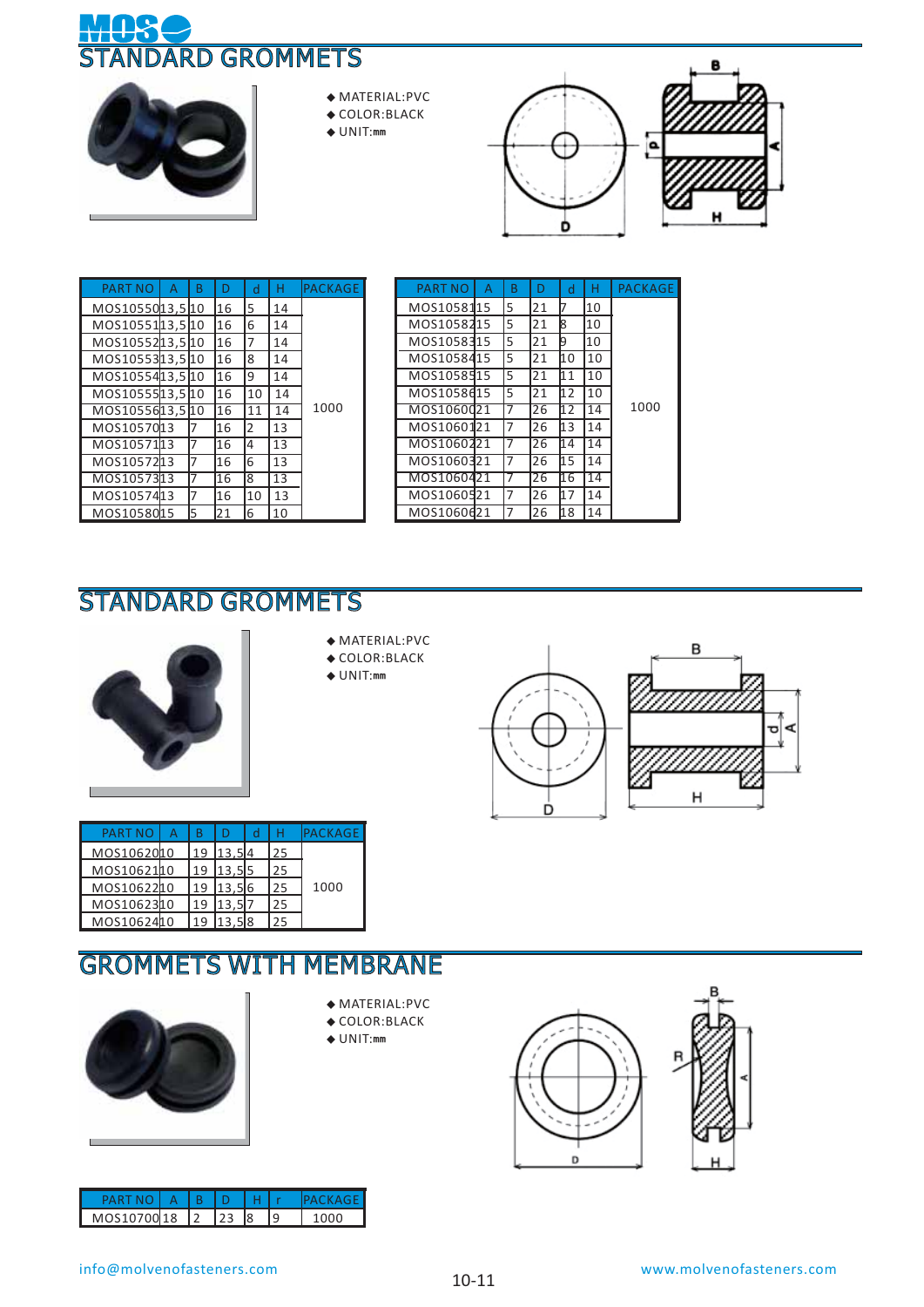# MOSO

## STANDARD GROMMETS

- ◆ MATERIAL:PVC
- ◆ COLOR:BLACK
- ◆ UNIT:mm

| PART NO | A | B | D | d | H | PACKAGE |
|---|---|---|---|---|---|---|
| MOS10550 | 13,5 | 10 | 16 | 5 | 14 | 1000 |
| MOS10551 | 13,5 | 10 | 16 | 6 | 14 | |
| MOS10552 | 13,5 | 10 | 16 | 7 | 14 | |
| MOS10553 | 13,5 | 10 | 16 | 8 | 14 | |
| MOS10554 | 13,5 | 10 | 16 | 9 | 14 | |
| MOS10555 | 13,5 | 10 | 16 | 10 | 14 | |
| MOS10556 | 13,5 | 10 | 16 | 11 | 14 | |
| MOS10570 | 13 | 7 | 16 | 2 | 13 | |
| MOS10571 | 13 | 7 | 16 | 4 | 13 | |
| MOS10572 | 13 | 7 | 16 | 6 | 13 | |
| MOS10573 | 13 | 7 | 16 | 8 | 13 | |
| MOS10574 | 13 | 7 | 16 | 10 | 13 | |
| MOS10580 | 15 | 5 | 21 | 6 | 10 | |

| PART NO | A | B | D | d | H | PACKAGE |
|---|---|---|---|---|---|---|
| MOS10581 | 15 | 5 | 21 | 7 | 10 | 1000 |
| MOS10582 | 15 | 5 | 21 | 8 | 10 | |
| MOS10583 | 15 | 5 | 21 | 9 | 10 | |
| MOS10584 | 15 | 5 | 21 | 10 | 10 | |
| MOS10585 | 15 | 5 | 21 | 11 | 10 | |
| MOS10586 | 15 | 5 | 21 | 12 | 10 | |
| MOS10600 | 21 | 7 | 26 | 12 | 14 | |
| MOS10601 | 21 | 7 | 26 | 13 | 14 | |
| MOS10602 | 21 | 7 | 26 | 14 | 14 | |
| MOS10603 | 21 | 7 | 26 | 15 | 14 | |
| MOS10604 | 21 | 7 | 26 | 16 | 14 | |
| MOS10605 | 21 | 7 | 26 | 17 | 14 | |
| MOS10606 | 21 | 7 | 26 | 18 | 14 | |

## STANDARD GROMMETS

- ◆ MATERIAL:PVC
- ◆ COLOR:BLACK
- ◆ UNIT:mm

| PART NO | A | B | D | d | H | PACKAGE |
|---|---|---|---|---|---|---|
| MOS10620 | 10 | 19 | 13,5 | 4 | 25 | 1000 |
| MOS10621 | 10 | 19 | 13,5 | 5 | 25 | |
| MOS10622 | 10 | 19 | 13,5 | 6 | 25 | |
| MOS10623 | 10 | 19 | 13,5 | 7 | 25 | |
| MOS10624 | 10 | 19 | 13,5 | 8 | 25 | |

## GROMMETS WITH MEMBRANE

- ◆ MATERIAL:PVC
- ◆ COLOR:BLACK
- ◆ UNIT:mm

| PART NO | A | B | D | H | r | PACKAGE |
|---|---|---|---|---|---|---|
| MOS10700 | 18 | 2 | 23 | 8 | 9 | 1000 |

info@molvenofasteners.com www.molvenofasteners.com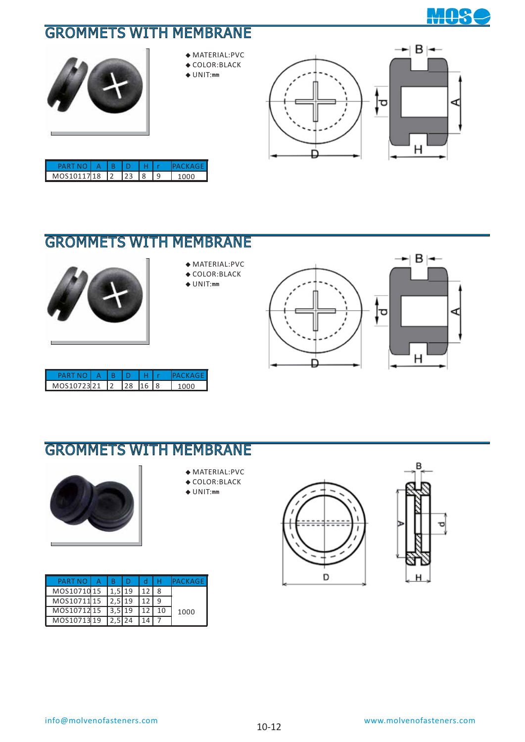## GROMMETS WITH MEMBRANE

- MATERIAL:PVC
- COLOR:BLACK
- UNIT:mm

| PART NO | A | B | D | H | r | PACKAGE |
|---|---|---|---|---|---|---|
| MOS10117 | 18 | 2 | 23 | 8 | 9 | 1000 |

## GROMMETS WITH MEMBRANE

- MATERIAL:PVC
- COLOR:BLACK
- UNIT:mm

| PART NO | A | B | D | H | r | PACKAGE |
|---|---|---|---|---|---|---|
| MOS10723 | 21 | 2 | 28 | 16 | 8 | 1000 |

## GROMMETS WITH MEMBRANE

- MATERIAL:PVC
- COLOR:BLACK
- UNIT:mm

| PART NO | A | B | D | d | H | PACKAGE |
|---|---|---|---|---|---|---|
| MOS10710 | 15 | 1,5 | 19 | 12 | 8 | 1000 |
| MOS10711 | 15 | 2,5 | 19 | 12 | 9 | |
| MOS10712 | 15 | 3,5 | 19 | 12 | 10 | |
| MOS10713 | 19 | 2,5 | 24 | 14 | 7 | |

info@molvenofasteners.com

www.molvenofasteners.com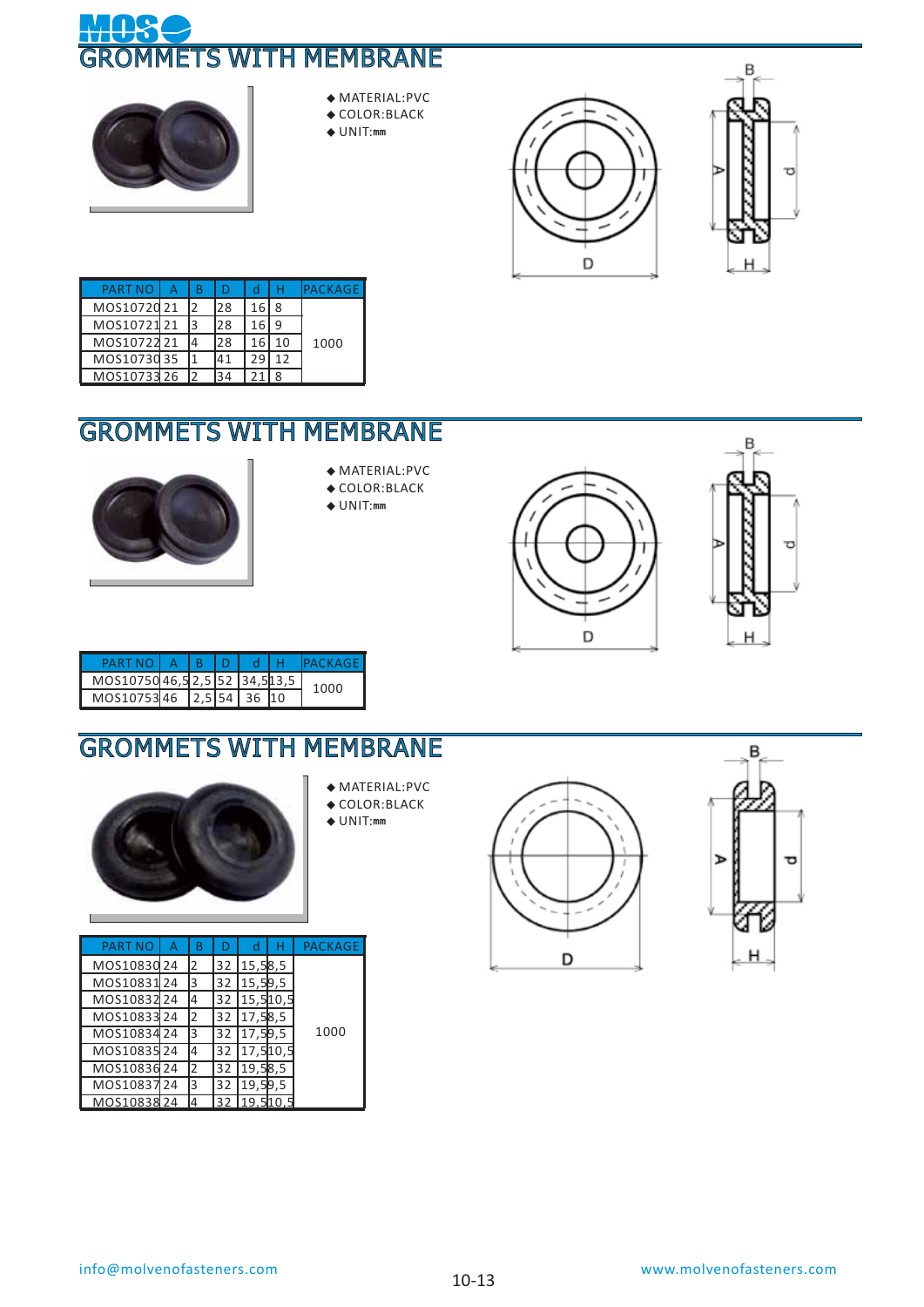# GROMMETS WITH MEMBRANE

- MATERIAL:PVC
- COLOR:BLACK
- UNIT:mm

| PART NO | A | B | D | d | H | PACKAGE |
|---|---|---|---|---|---|---|
| MOS10720 | 21 | 2 | 28 | 16 | 8 | 1000 |
| MOS10721 | 21 | 3 | 28 | 16 | 9 | |
| MOS10722 | 21 | 4 | 28 | 16 | 10 | |
| MOS10730 | 35 | 1 | 41 | 29 | 12 | |
| MOS10733 | 26 | 2 | 34 | 21 | 8 | |

# GROMMETS WITH MEMBRANE

- MATERIAL:PVC
- COLOR:BLACK
- UNIT:mm

| PART NO | A | B | D | d | H | PACKAGE |
|---|---|---|---|---|---|---|
| MOS10750 | 46,5 | 2,5 | 52 | 34,5 | 13,5 | 1000 |
| MOS10753 | 46 | 2,5 | 54 | 36 | 10 | |

# GROMMETS WITH MEMBRANE

- MATERIAL:PVC
- COLOR:BLACK
- UNIT:mm

| PART NO | A | B | D | d | H | PACKAGE |
|---|---|---|---|---|---|---|
| MOS10830 | 24 | 2 | 32 | 15,5 | 8,5 | 1000 |
| MOS10831 | 24 | 3 | 32 | 15,5 | 9,5 | |
| MOS10832 | 24 | 4 | 32 | 15,5 | 10,5 | |
| MOS10833 | 24 | 2 | 32 | 17,5 | 8,5 | |
| MOS10834 | 24 | 3 | 32 | 17,5 | 9,5 | |
| MOS10835 | 24 | 4 | 32 | 17,5 | 10,5 | |
| MOS10836 | 24 | 2 | 32 | 19,5 | 8,5 | |
| MOS10837 | 24 | 3 | 32 | 19,5 | 9,5 | |
| MOS10838 | 24 | 4 | 32 | 19,5 | 10,5 | |

info@molvenofasteners.com

www.molvenofasteners.com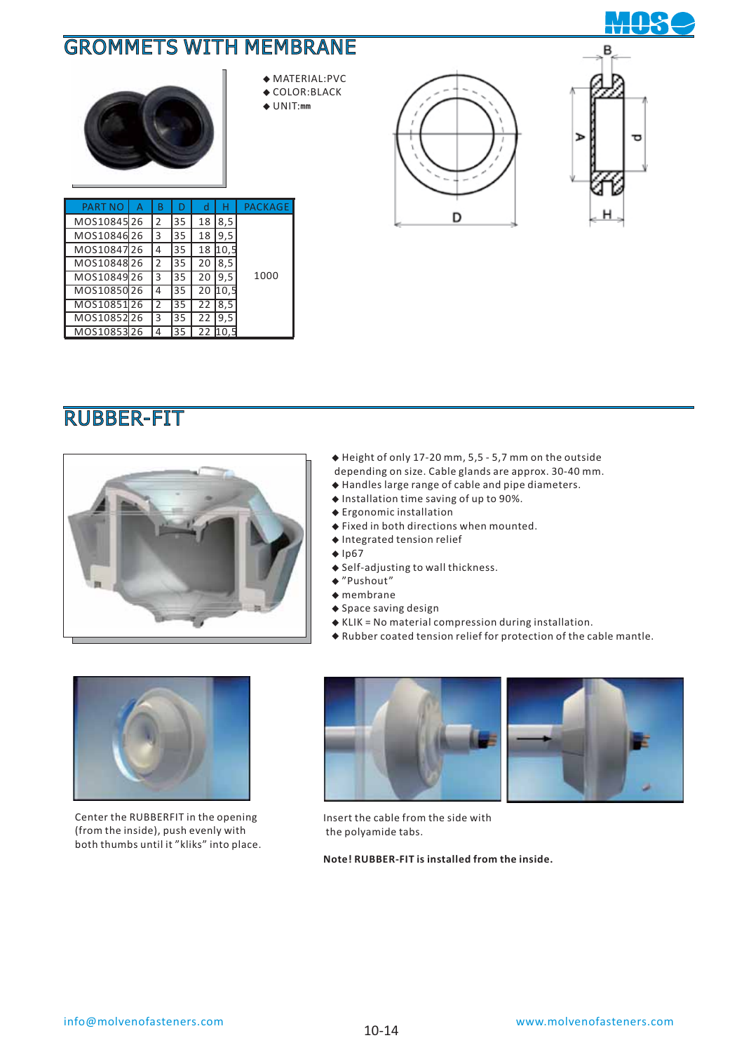# GROMMETS WITH MEMBRANE

- MATERIAL:PVC
- COLOR:BLACK
- UNIT:mm

| PART NO | A | B | D | d | H | PACKAGE |
|---|---|---|---|---|---|---|
| MOS10845 | 26 | 2 | 35 | 18 | 8,5 | 1000 |
| MOS10846 | 26 | 3 | 35 | 18 | 9,5 | |
| MOS10847 | 26 | 4 | 35 | 18 | 10,5 | |
| MOS10848 | 26 | 2 | 35 | 20 | 8,5 | |
| MOS10849 | 26 | 3 | 35 | 20 | 9,5 | |
| MOS10850 | 26 | 4 | 35 | 20 | 10,5 | |
| MOS10851 | 26 | 2 | 35 | 22 | 8,5 | |
| MOS10852 | 26 | 3 | 35 | 22 | 9,5 | |
| MOS10853 | 26 | 4 | 35 | 22 | 10,5 | |

# RUBBER-FIT

- Height of only 17-20 mm, 5,5 - 5,7 mm on the outside depending on size. Cable glands are approx. 30-40 mm.
- Handles large range of cable and pipe diameters.
- Installation time saving of up to 90%.
- Ergonomic installation
- Fixed in both directions when mounted.
- Integrated tension relief
- Ip67
- Self-adjusting to wall thickness.
- "Pushout"
- membrane
- Space saving design
- KLIK = No material compression during installation.
- Rubber coated tension relief for protection of the cable mantle.

Center the RUBBERFIT in the opening (from the inside), push evenly with both thumbs until it "kliks" into place.

Insert the cable from the side with the polyamide tabs.

**Note! RUBBER-FIT is installed from the inside.**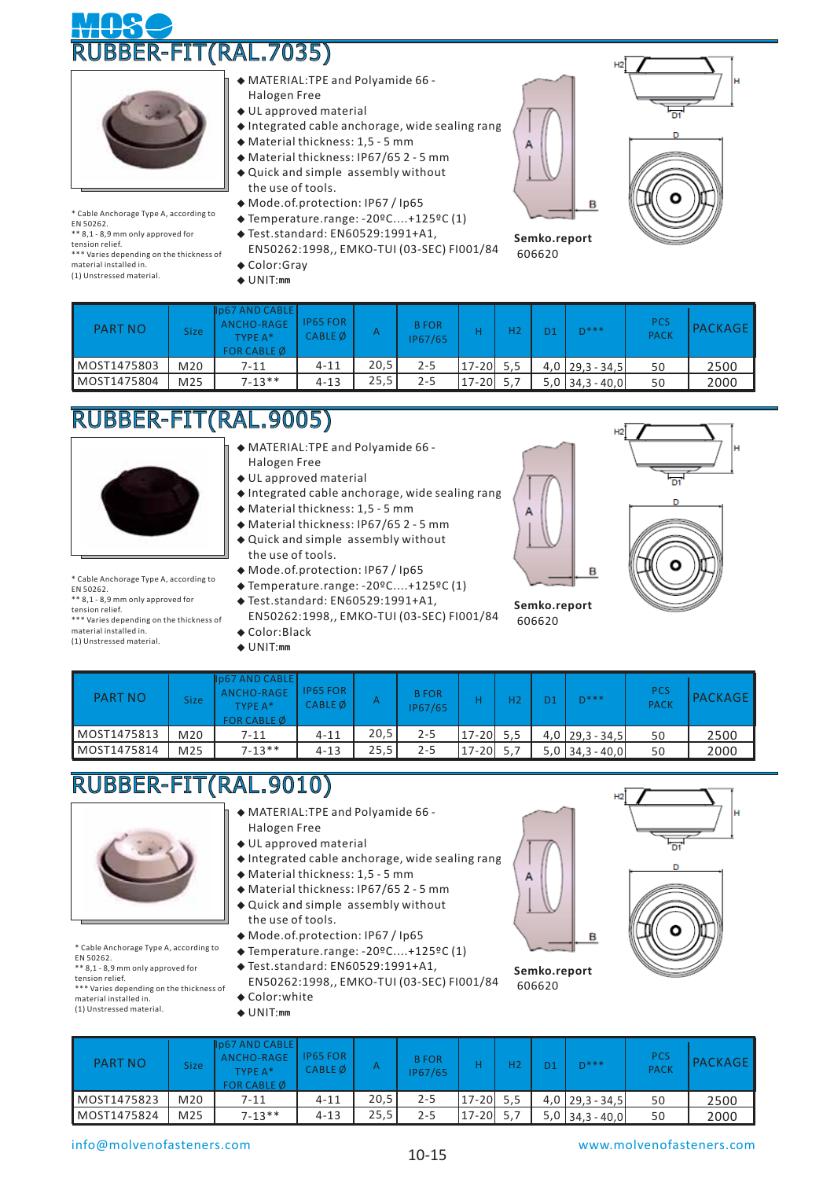# RUBBER-FIT(RAL.7035)

- MATERIAL:TPE and Polyamide 66 - Halogen Free
- UL approved material
- Integrated cable anchorage, wide sealing rang
- Material thickness: 1,5 - 5 mm
- Material thickness: IP67/65 2 - 5 mm
- Quick and simple assembly without the use of tools.
- Mode.of.protection: IP67 / Ip65
- Temperature.range: -20ºC....+125ºC (1)
- Test.standard: EN60529:1991+A1, EN50262:1998,, EMKO-TUI (03-SEC) FI001/84
- Color:Gray
- UNIT:㎜

\* Cable Anchorage Type A, according to EN 50262.
\*\* 8,1 - 8,9 mm only approved for tension relief.
\*\*\* Varies depending on the thickness of material installed in.
(1) Unstressed material.

**Semko.report** 606620

| PART NO | Size | Ip67 AND CABLE ANCHO-RAGE TYPE A* FOR CABLE Ø | IP65 FOR CABLE Ø | A | B FOR IP67/65 | H | H2 | D1 | D*** | PCS PACK | PACKAGE |
|---|---|---|---|---|---|---|---|---|---|---|---|
| MOST1475803 | M20 | 7-11 | 4-11 | 20,5 | 2-5 | 17-20 | 5,5 | 4,0 | 29,3 - 34,5 | 50 | 2500 |
| MOST1475804 | M25 | 7-13** | 4-13 | 25,5 | 2-5 | 17-20 | 5,7 | 5,0 | 34,3 - 40,0 | 50 | 2000 |

# RUBBER-FIT(RAL.9005)

- MATERIAL:TPE and Polyamide 66 - Halogen Free
- UL approved material
- Integrated cable anchorage, wide sealing rang
- Material thickness: 1,5 - 5 mm
- Material thickness: IP67/65 2 - 5 mm
- Quick and simple assembly without the use of tools.
- Mode.of.protection: IP67 / Ip65
- Temperature.range: -20ºC....+125ºC (1)
- Test.standard: EN60529:1991+A1, EN50262:1998,, EMKO-TUI (03-SEC) FI001/84
- Color:Black
- UNIT:㎜

\* Cable Anchorage Type A, according to EN 50262.
\*\* 8,1 - 8,9 mm only approved for tension relief.
\*\*\* Varies depending on the thickness of material installed in.
(1) Unstressed material.

**Semko.report** 606620

| PART NO | Size | Ip67 AND CABLE ANCHO-RAGE TYPE A* FOR CABLE Ø | IP65 FOR CABLE Ø | A | B FOR IP67/65 | H | H2 | D1 | D*** | PCS PACK | PACKAGE |
|---|---|---|---|---|---|---|---|---|---|---|---|
| MOST1475813 | M20 | 7-11 | 4-11 | 20,5 | 2-5 | 17-20 | 5,5 | 4,0 | 29,3 - 34,5 | 50 | 2500 |
| MOST1475814 | M25 | 7-13** | 4-13 | 25,5 | 2-5 | 17-20 | 5,7 | 5,0 | 34,3 - 40,0 | 50 | 2000 |

# RUBBER-FIT(RAL.9010)

- MATERIAL:TPE and Polyamide 66 - Halogen Free
- UL approved material
- Integrated cable anchorage, wide sealing rang
- Material thickness: 1,5 - 5 mm
- Material thickness: IP67/65 2 - 5 mm
- Quick and simple assembly without the use of tools.
- Mode.of.protection: IP67 / Ip65
- Temperature.range: -20ºC....+125ºC (1)
- Test.standard: EN60529:1991+A1, EN50262:1998,, EMKO-TUI (03-SEC) FI001/84
- Color:white
- UNIT:㎜

\* Cable Anchorage Type A, according to EN 50262.
\*\* 8,1 - 8,9 mm only approved for tension relief.
\*\*\* Varies depending on the thickness of material installed in.
(1) Unstressed material.

**Semko.report** 606620

| PART NO | Size | Ip67 AND CABLE ANCHO-RAGE TYPE A* FOR CABLE Ø | IP65 FOR CABLE Ø | A | B FOR IP67/65 | H | H2 | D1 | D*** | PCS PACK | PACKAGE |
|---|---|---|---|---|---|---|---|---|---|---|---|
| MOST1475823 | M20 | 7-11 | 4-11 | 20,5 | 2-5 | 17-20 | 5,5 | 4,0 | 29,3 - 34,5 | 50 | 2500 |
| MOST1475824 | M25 | 7-13** | 4-13 | 25,5 | 2-5 | 17-20 | 5,7 | 5,0 | 34,3 - 40,0 | 50 | 2000 |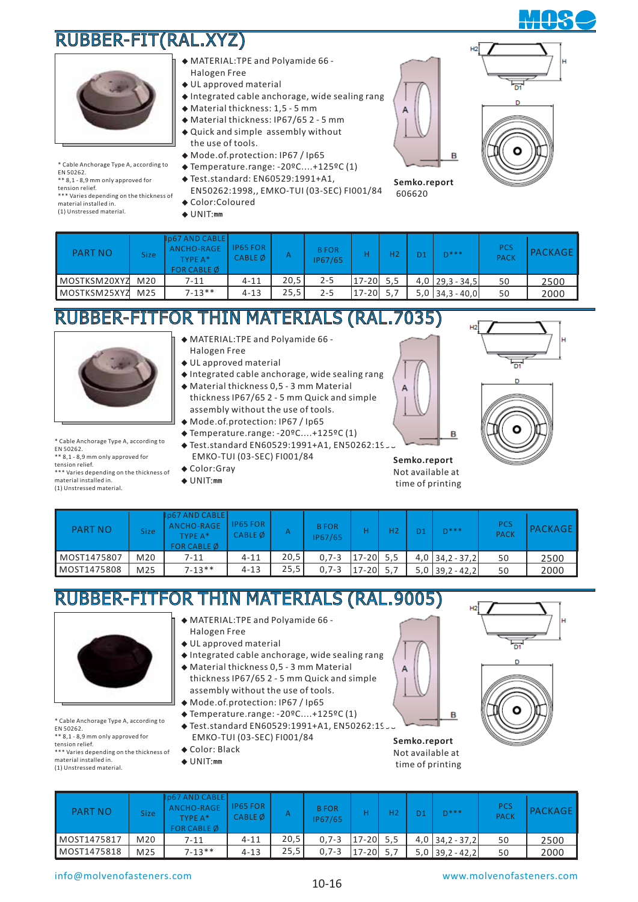# RUBBER-FIT(RAL.XYZ)

- MATERIAL:TPE and Polyamide 66 - Halogen Free
- UL approved material
- Integrated cable anchorage, wide sealing rang
- Material thickness: 1,5 - 5 mm
- Material thickness: IP67/65 2 - 5 mm
- Quick and simple assembly without the use of tools.
- Mode.of.protection: IP67 / Ip65
- Temperature.range: -20ºC....+125ºC (1)
- Test.standard: EN60529:1991+A1, EN50262:1998,, EMKO-TUI (03-SEC) FI001/84
- Color:Coloured
- UNIT:mm

\* Cable Anchorage Type A, according to EN 50262.
\*\* 8,1 - 8,9 mm only approved for tension relief.
\*\*\* Varies depending on the thickness of material installed in.
(1) Unstressed material.

**Semko.report**
606620

| PART NO | Size | Ip67 AND CABLE ANCHO-RAGE TYPE A* FOR CABLE Ø | IP65 FOR CABLE Ø | A | B FOR IP67/65 | H | H2 | D1 | D*** | PCS PACK | PACKAGE |
|---|---|---|---|---|---|---|---|---|---|---|---|
| MOSTKSM20XYZ | M20 | 7-11 | 4-11 | 20,5 | 2-5 | 17-20 | 5,5 | 4,0 | 29,3 - 34,5 | 50 | 2500 |
| MOSTKSM25XYZ | M25 | 7-13** | 4-13 | 25,5 | 2-5 | 17-20 | 5,7 | 5,0 | 34,3 - 40,0 | 50 | 2000 |

# RUBBER-FITFOR THIN MATERIALS (RAL.7035)

- MATERIAL:TPE and Polyamide 66 - Halogen Free
- UL approved material
- Integrated cable anchorage, wide sealing rang
- Material thickness 0,5 - 3 mm Material thickness IP67/65 2 - 5 mm Quick and simple assembly without the use of tools.
- Mode.of.protection: IP67 / Ip65
- Temperature.range: -20ºC....+125ºC (1)
- Test.standard EN60529:1991+A1, EN50262:1998 EMKO-TUI (03-SEC) FI001/84
- Color:Gray
- UNIT:mm

\* Cable Anchorage Type A, according to EN 50262.
\*\* 8,1 - 8,9 mm only approved for tension relief.
\*\*\* Varies depending on the thickness of material installed in.
(1) Unstressed material.

**Semko.report**
Not available at time of printing

| PART NO | Size | Ip67 AND CABLE ANCHO-RAGE TYPE A* FOR CABLE Ø | IP65 FOR CABLE Ø | A | B FOR IP67/65 | H | H2 | D1 | D*** | PCS PACK | PACKAGE |
|---|---|---|---|---|---|---|---|---|---|---|---|
| MOST1475807 | M20 | 7-11 | 4-11 | 20,5 | 0,7-3 | 17-20 | 5,5 | 4,0 | 34,2 - 37,2 | 50 | 2500 |
| MOST1475808 | M25 | 7-13** | 4-13 | 25,5 | 0,7-3 | 17-20 | 5,7 | 5,0 | 39,2 - 42,2 | 50 | 2000 |

# RUBBER-FITFOR THIN MATERIALS (RAL.9005)

- MATERIAL:TPE and Polyamide 66 - Halogen Free
- UL approved material
- Integrated cable anchorage, wide sealing rang
- Material thickness 0,5 - 3 mm Material thickness IP67/65 2 - 5 mm Quick and simple assembly without the use of tools.
- Mode.of.protection: IP67 / Ip65
- Temperature.range: -20ºC....+125ºC (1)
- Test.standard EN60529:1991+A1, EN50262:1998 EMKO-TUI (03-SEC) FI001/84
- Color: Black
- UNIT:mm

\* Cable Anchorage Type A, according to EN 50262.
\*\* 8,1 - 8,9 mm only approved for tension relief.
\*\*\* Varies depending on the thickness of material installed in.
(1) Unstressed material.

**Semko.report**
Not available at time of printing

| PART NO | Size | Ip67 AND CABLE ANCHO-RAGE TYPE A* FOR CABLE Ø | IP65 FOR CABLE Ø | A | B FOR IP67/65 | H | H2 | D1 | D*** | PCS PACK | PACKAGE |
|---|---|---|---|---|---|---|---|---|---|---|---|
| MOST1475817 | M20 | 7-11 | 4-11 | 20,5 | 0,7-3 | 17-20 | 5,5 | 4,0 | 34,2 - 37,2 | 50 | 2500 |
| MOST1475818 | M25 | 7-13** | 4-13 | 25,5 | 0,7-3 | 17-20 | 5,7 | 5,0 | 39,2 - 42,2 | 50 | 2000 |

info@molvenofasteners.com www.molvenofasteners.com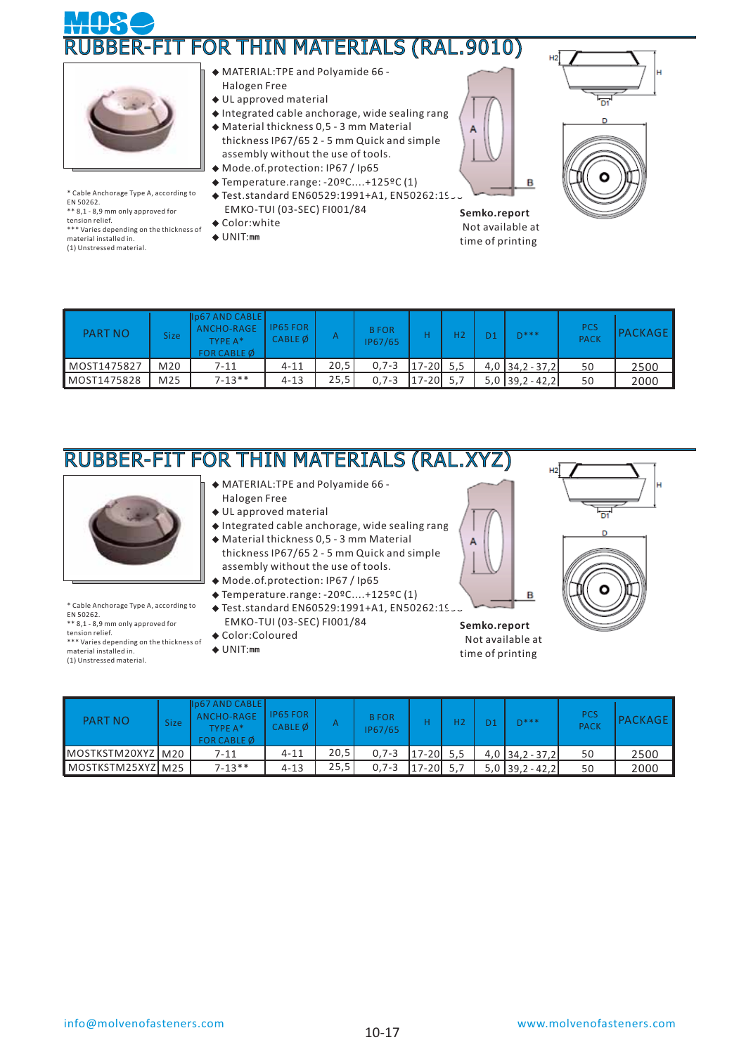# RUBBER-FIT FOR THIN MATERIALS (RAL.9010)

- MATERIAL:TPE and Polyamide 66 - Halogen Free
- UL approved material
- Integrated cable anchorage, wide sealing rang
- Material thickness 0,5 - 3 mm Material thickness IP67/65 2 - 5 mm Quick and simple assembly without the use of tools.
- Mode.of.protection: IP67 / Ip65
- Temperature.range: -20ºC....+125ºC (1)
- Test.standard EN60529:1991+A1, EN50262:19... EMKO-TUI (03-SEC) FI001/84
- Color:white
- UNIT:mm

**Semko.report** Not available at time of printing

\* Cable Anchorage Type A, according to EN 50262.
\*\* 8,1 - 8,9 mm only approved for tension relief.
\*\*\* Varies depending on the thickness of material installed in.
(1) Unstressed material.

| PART NO | Size | Ip67 AND CABLE ANCHO-RAGE TYPE A* FOR CABLE Ø | IP65 FOR CABLE Ø | A | B FOR IP67/65 | H | H2 | D1 | D*** | PCS PACK | PACKAGE |
|---|---|---|---|---|---|---|---|---|---|---|---|
| MOST1475827 | M20 | 7-11 | 4-11 | 20,5 | 0,7-3 | 17-20 | 5,5 | 4,0 | 34,2 - 37,2 | 50 | 2500 |
| MOST1475828 | M25 | 7-13** | 4-13 | 25,5 | 0,7-3 | 17-20 | 5,7 | 5,0 | 39,2 - 42,2 | 50 | 2000 |

# RUBBER-FIT FOR THIN MATERIALS (RAL.XYZ)

- MATERIAL:TPE and Polyamide 66 - Halogen Free
- UL approved material
- Integrated cable anchorage, wide sealing rang
- Material thickness 0,5 - 3 mm Material thickness IP67/65 2 - 5 mm Quick and simple assembly without the use of tools.
- Mode.of.protection: IP67 / Ip65
- Temperature.range: -20ºC....+125ºC (1)
- Test.standard EN60529:1991+A1, EN50262:19... EMKO-TUI (03-SEC) FI001/84
- Color:Coloured
- UNIT:mm

**Semko.report** Not available at time of printing

\* Cable Anchorage Type A, according to EN 50262.
\*\* 8,1 - 8,9 mm only approved for tension relief.
\*\*\* Varies depending on the thickness of material installed in.
(1) Unstressed material.

| PART NO | Size | Ip67 AND CABLE ANCHO-RAGE TYPE A* FOR CABLE Ø | IP65 FOR CABLE Ø | A | B FOR IP67/65 | H | H2 | D1 | D*** | PCS PACK | PACKAGE |
|---|---|---|---|---|---|---|---|---|---|---|---|
| MOSTKSTM20XYZ | M20 | 7-11 | 4-11 | 20,5 | 0,7-3 | 17-20 | 5,5 | 4,0 | 34,2 - 37,2 | 50 | 2500 |
| MOSTKSTM25XYZ | M25 | 7-13** | 4-13 | 25,5 | 0,7-3 | 17-20 | 5,7 | 5,0 | 39,2 - 42,2 | 50 | 2000 |

info@molvenofasteners.com www.molvenofasteners.com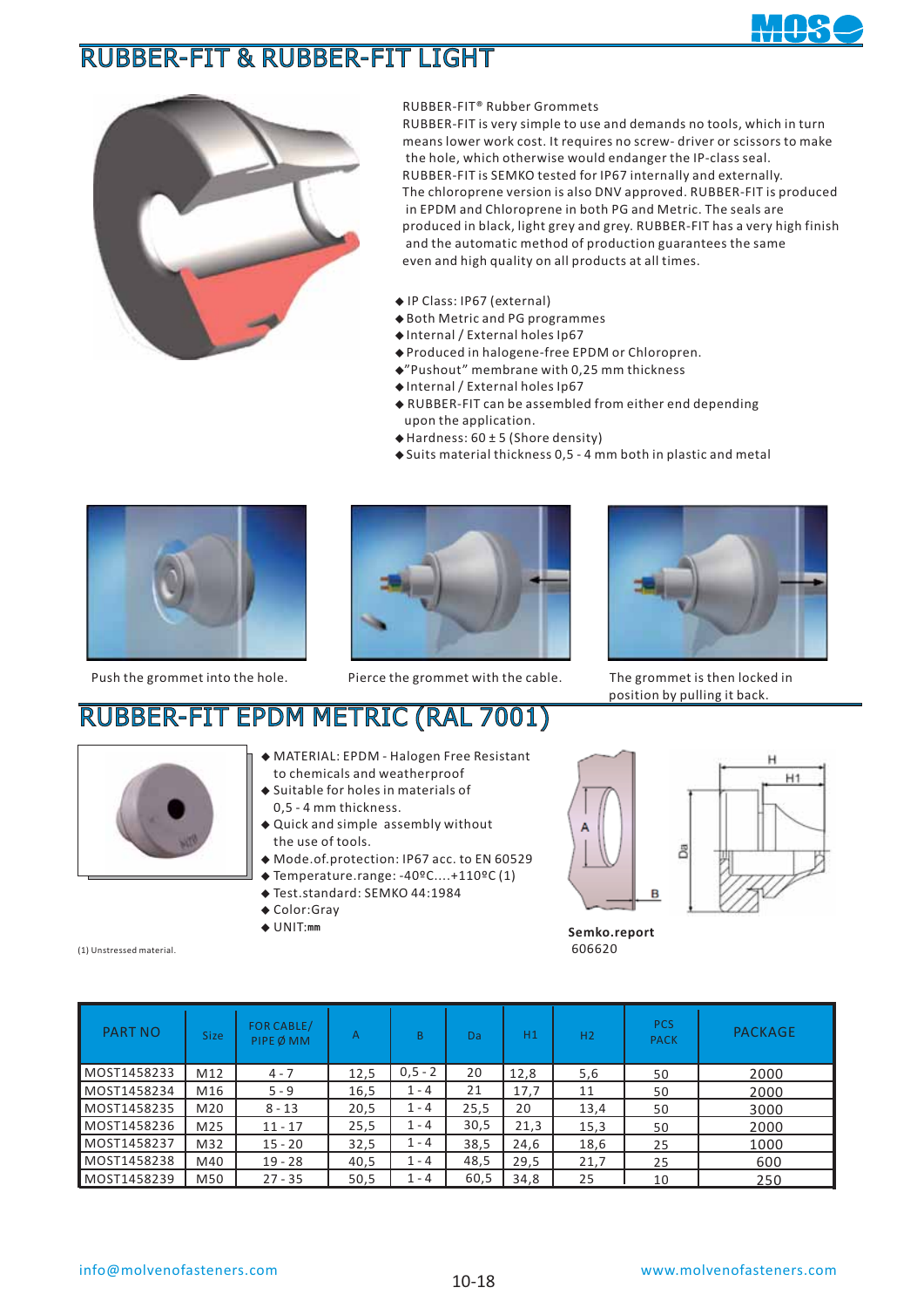# RUBBER-FIT & RUBBER-FIT LIGHT

RUBBER-FIT® Rubber Grommets

RUBBER-FIT is very simple to use and demands no tools, which in turn means lower work cost. It requires no screw- driver or scissors to make the hole, which otherwise would endanger the IP-class seal. RUBBER-FIT is SEMKO tested for IP67 internally and externally. The chloroprene version is also DNV approved. RUBBER-FIT is produced in EPDM and Chloroprene in both PG and Metric. The seals are produced in black, light grey and grey. RUBBER-FIT has a very high finish and the automatic method of production guarantees the same even and high quality on all products at all times.

- IP Class: IP67 (external)
- Both Metric and PG programmes
- Internal / External holes Ip67
- Produced in halogene-free EPDM or Chloropren.
- "Pushout" membrane with 0,25 mm thickness
- Internal / External holes Ip67
- RUBBER-FIT can be assembled from either end depending upon the application.
- Hardness: 60 ± 5 (Shore density)
- Suits material thickness 0,5 - 4 mm both in plastic and metal

Push the grommet into the hole.

Pierce the grommet with the cable.

The grommet is then locked in position by pulling it back.

# RUBBER-FIT EPDM METRIC (RAL 7001)

- MATERIAL: EPDM - Halogen Free Resistant to chemicals and weatherproof
- Suitable for holes in materials of 0,5 - 4 mm thickness.
- Quick and simple assembly without the use of tools.
- Mode.of.protection: IP67 acc. to EN 60529
- Temperature.range: -40ºC....+110ºC (1)
- Test.standard: SEMKO 44:1984
- Color:Gray
- UNIT:mm

**Semko.report** 606620

(1) Unstressed material.

| PART NO | Size | FOR CABLE/ PIPE Ø MM | A | B | Da | H1 | H2 | PCS PACK | PACKAGE |
|---|---|---|---|---|---|---|---|---|---|
| MOST1458233 | M12 | 4 - 7 | 12,5 | 0,5 - 2 | 20 | 12,8 | 5,6 | 50 | 2000 |
| MOST1458234 | M16 | 5 - 9 | 16,5 | 1 - 4 | 21 | 17,7 | 11 | 50 | 2000 |
| MOST1458235 | M20 | 8 - 13 | 20,5 | 1 - 4 | 25,5 | 20 | 13,4 | 50 | 3000 |
| MOST1458236 | M25 | 11 - 17 | 25,5 | 1 - 4 | 30,5 | 21,3 | 15,3 | 50 | 2000 |
| MOST1458237 | M32 | 15 - 20 | 32,5 | 1 - 4 | 38,5 | 24,6 | 18,6 | 25 | 1000 |
| MOST1458238 | M40 | 19 - 28 | 40,5 | 1 - 4 | 48,5 | 29,5 | 21,7 | 25 | 600 |
| MOST1458239 | M50 | 27 - 35 | 50,5 | 1 - 4 | 60,5 | 34,8 | 25 | 10 | 250 |

info@molvenofasteners.com www.molvenofasteners.com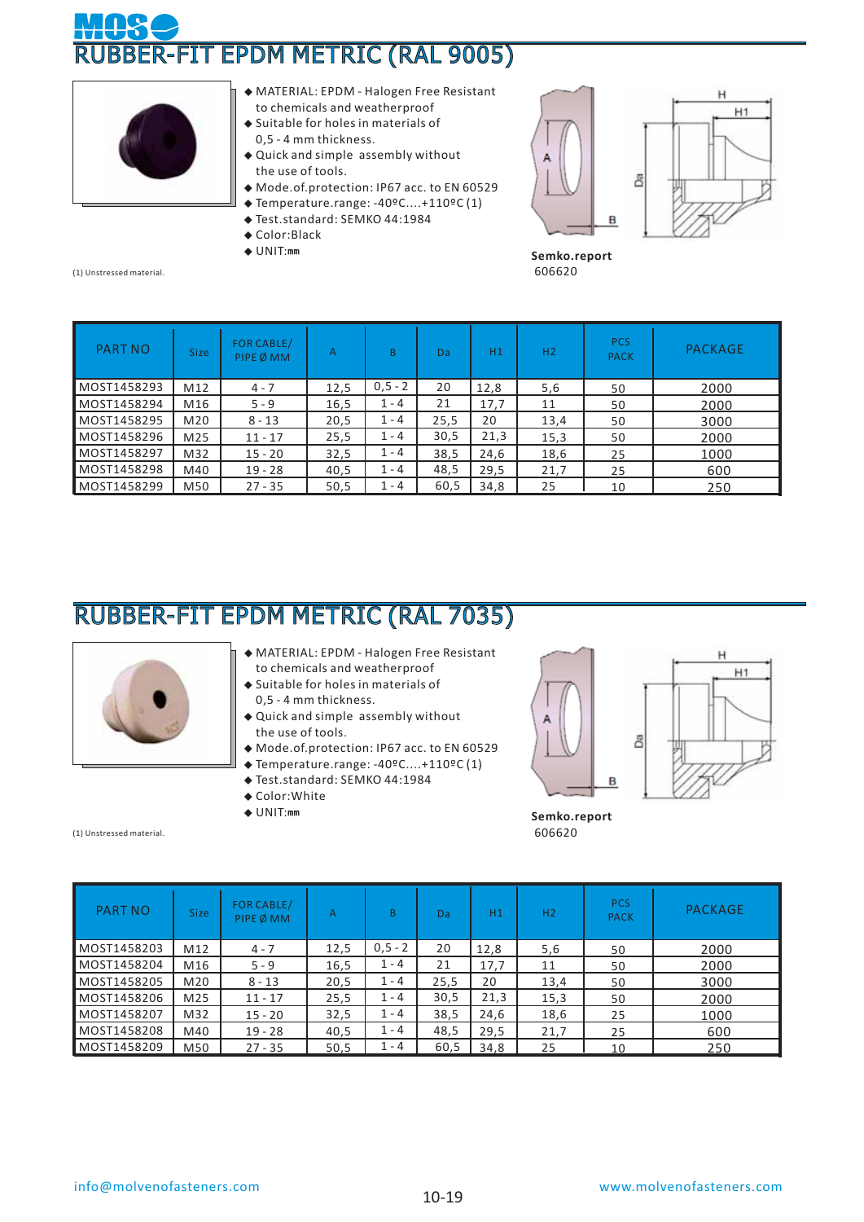# RUBBER-FIT EPDM METRIC (RAL 9005)

- MATERIAL: EPDM - Halogen Free Resistant to chemicals and weatherproof
- Suitable for holes in materials of 0,5 - 4 mm thickness.
- Quick and simple assembly without the use of tools.
- Mode.of.protection: IP67 acc. to EN 60529
- Temperature.range: -40ºC....+110ºC (1)
- Test.standard: SEMKO 44:1984
- Color:Black
- UNIT:mm

**Semko.report** 606620

(1) Unstressed material.

| PART NO | Size | FOR CABLE/ PIPE Ø MM | A | B | Da | H1 | H2 | PCS PACK | PACKAGE |
|---|---|---|---|---|---|---|---|---|---|
| MOST1458293 | M12 | 4 - 7 | 12,5 | 0,5 - 2 | 20 | 12,8 | 5,6 | 50 | 2000 |
| MOST1458294 | M16 | 5 - 9 | 16,5 | 1 - 4 | 21 | 17,7 | 11 | 50 | 2000 |
| MOST1458295 | M20 | 8 - 13 | 20,5 | 1 - 4 | 25,5 | 20 | 13,4 | 50 | 3000 |
| MOST1458296 | M25 | 11 - 17 | 25,5 | 1 - 4 | 30,5 | 21,3 | 15,3 | 50 | 2000 |
| MOST1458297 | M32 | 15 - 20 | 32,5 | 1 - 4 | 38,5 | 24,6 | 18,6 | 25 | 1000 |
| MOST1458298 | M40 | 19 - 28 | 40,5 | 1 - 4 | 48,5 | 29,5 | 21,7 | 25 | 600 |
| MOST1458299 | M50 | 27 - 35 | 50,5 | 1 - 4 | 60,5 | 34,8 | 25 | 10 | 250 |

# RUBBER-FIT EPDM METRIC (RAL 7035)

- MATERIAL: EPDM - Halogen Free Resistant to chemicals and weatherproof
- Suitable for holes in materials of 0,5 - 4 mm thickness.
- Quick and simple assembly without the use of tools.
- Mode.of.protection: IP67 acc. to EN 60529
- Temperature.range: -40ºC....+110ºC (1)
- Test.standard: SEMKO 44:1984
- Color:White
- UNIT:mm

**Semko.report** 606620

(1) Unstressed material.

| PART NO | Size | FOR CABLE/ PIPE Ø MM | A | B | Da | H1 | H2 | PCS PACK | PACKAGE |
|---|---|---|---|---|---|---|---|---|---|
| MOST1458203 | M12 | 4 - 7 | 12,5 | 0,5 - 2 | 20 | 12,8 | 5,6 | 50 | 2000 |
| MOST1458204 | M16 | 5 - 9 | 16,5 | 1 - 4 | 21 | 17,7 | 11 | 50 | 2000 |
| MOST1458205 | M20 | 8 - 13 | 20,5 | 1 - 4 | 25,5 | 20 | 13,4 | 50 | 3000 |
| MOST1458206 | M25 | 11 - 17 | 25,5 | 1 - 4 | 30,5 | 21,3 | 15,3 | 50 | 2000 |
| MOST1458207 | M32 | 15 - 20 | 32,5 | 1 - 4 | 38,5 | 24,6 | 18,6 | 25 | 1000 |
| MOST1458208 | M40 | 19 - 28 | 40,5 | 1 - 4 | 48,5 | 29,5 | 21,7 | 25 | 600 |
| MOST1458209 | M50 | 27 - 35 | 50,5 | 1 - 4 | 60,5 | 34,8 | 25 | 10 | 250 |

info@molvenofasteners.com www.molvenofasteners.com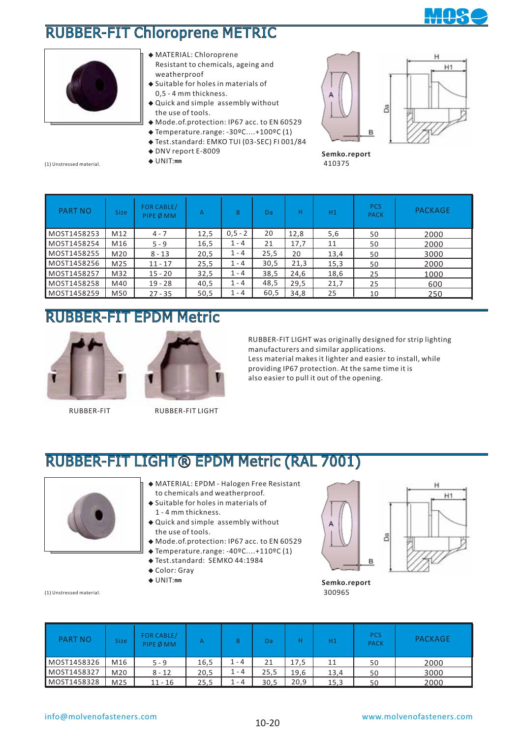# RUBBER-FIT Chloroprene METRIC

- MATERIAL: Chloroprene Resistant to chemicals, ageing and weatherproof
- Suitable for holes in materials of 0,5 - 4 mm thickness.
- Quick and simple assembly without the use of tools.
- Mode.of.protection: IP67 acc. to EN 60529
- Temperature.range: -30ºC....+100ºC (1)
- Test.standard: EMKO TUI (03-SEC) FI 001/84
- DNV report E-8009
- UNIT:mm

(1) Unstressed material.

A B H H1 Da

**Semko.report**
410375

| PART NO | Size | FOR CABLE/ PIPE Ø MM | A | B | Da | H | H1 | PCS PACK | PACKAGE |
|---|---|---|---|---|---|---|---|---|---|
| MOST1458253 | M12 | 4 - 7 | 12,5 | 0,5 - 2 | 20 | 12,8 | 5,6 | 50 | 2000 |
| MOST1458254 | M16 | 5 - 9 | 16,5 | 1 - 4 | 21 | 17,7 | 11 | 50 | 2000 |
| MOST1458255 | M20 | 8 - 13 | 20,5 | 1 - 4 | 25,5 | 20 | 13,4 | 50 | 3000 |
| MOST1458256 | M25 | 11 - 17 | 25,5 | 1 - 4 | 30,5 | 21,3 | 15,3 | 50 | 2000 |
| MOST1458257 | M32 | 15 - 20 | 32,5 | 1 - 4 | 38,5 | 24,6 | 18,6 | 25 | 1000 |
| MOST1458258 | M40 | 19 - 28 | 40,5 | 1 - 4 | 48,5 | 29,5 | 21,7 | 25 | 600 |
| MOST1458259 | M50 | 27 - 35 | 50,5 | 1 - 4 | 60,5 | 34,8 | 25 | 10 | 250 |

# RUBBER-FIT EPDM Metric

RUBBER-FIT

RUBBER-FIT LIGHT

RUBBER-FIT LIGHT was originally designed for strip lighting manufacturers and similar applications.
Less material makes it lighter and easier to install, while providing IP67 protection. At the same time it is also easier to pull it out of the opening.

# RUBBER-FIT LIGHT® EPDM Metric (RAL 7001)

- MATERIAL: EPDM - Halogen Free Resistant to chemicals and weatherproof.
- Suitable for holes in materials of 1 - 4 mm thickness.
- Quick and simple assembly without the use of tools.
- Mode.of.protection: IP67 acc. to EN 60529
- Temperature.range: -40ºC....+110ºC (1)
- Test.standard: SEMKO 44:1984
- Color: Gray
- UNIT:mm

(1) Unstressed material.

A B H H1 Da

**Semko.report**
300965

| PART NO | Size | FOR CABLE/ PIPE Ø MM | A | B | Da | H | H1 | PCS PACK | PACKAGE |
|---|---|---|---|---|---|---|---|---|---|
| MOST1458326 | M16 | 5 - 9 | 16,5 | 1 - 4 | 21 | 17,5 | 11 | 50 | 2000 |
| MOST1458327 | M20 | 8 - 12 | 20,5 | 1 - 4 | 25,5 | 19,6 | 13,4 | 50 | 3000 |
| MOST1458328 | M25 | 11 - 16 | 25,5 | 1 - 4 | 30,5 | 20,9 | 15,3 | 50 | 2000 |

info@molvenofasteners.com www.molvenofasteners.com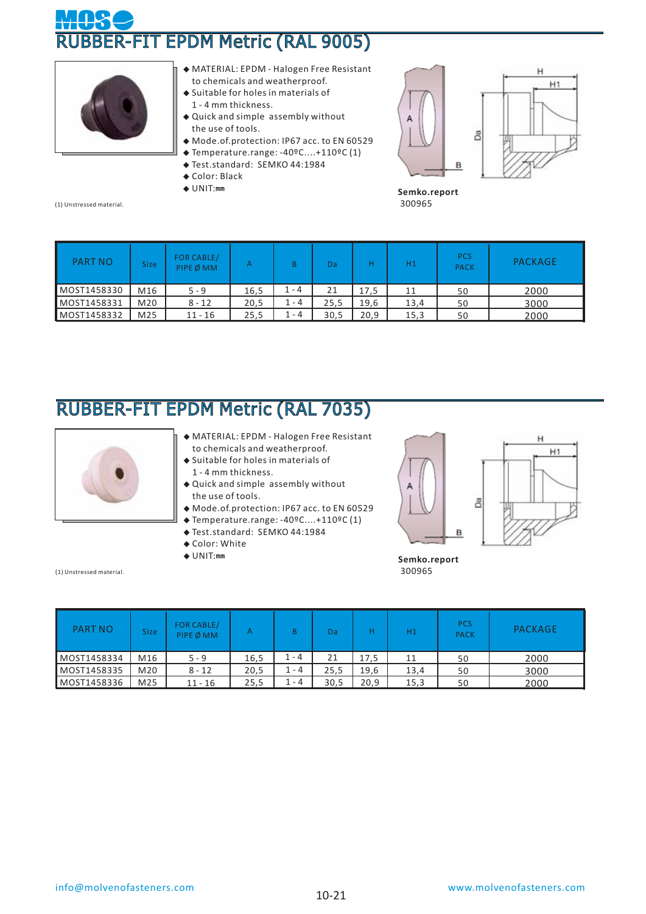# RUBBER-FIT EPDM Metric (RAL 9005)

- MATERIAL: EPDM - Halogen Free Resistant to chemicals and weatherproof.
- Suitable for holes in materials of 1 - 4 mm thickness.
- Quick and simple assembly without the use of tools.
- Mode.of.protection: IP67 acc. to EN 60529
- Temperature.range: -40ºC....+110ºC (1)
- Test.standard: SEMKO 44:1984
- Color: Black
- UNIT:mm

**Semko.report** 300965

(1) Unstressed material.

| PART NO | Size | FOR CABLE/ PIPE Ø MM | A | B | Da | H | H1 | PCS PACK | PACKAGE |
|---|---|---|---|---|---|---|---|---|---|
| MOST1458330 | M16 | 5 - 9 | 16,5 | 1 - 4 | 21 | 17,5 | 11 | 50 | 2000 |
| MOST1458331 | M20 | 8 - 12 | 20,5 | 1 - 4 | 25,5 | 19,6 | 13,4 | 50 | 3000 |
| MOST1458332 | M25 | 11 - 16 | 25,5 | 1 - 4 | 30,5 | 20,9 | 15,3 | 50 | 2000 |

# RUBBER-FIT EPDM Metric (RAL 7035)

- MATERIAL: EPDM - Halogen Free Resistant to chemicals and weatherproof.
- Suitable for holes in materials of 1 - 4 mm thickness.
- Quick and simple assembly without the use of tools.
- Mode.of.protection: IP67 acc. to EN 60529
- Temperature.range: -40ºC....+110ºC (1)
- Test.standard: SEMKO 44:1984
- Color: White
- UNIT:mm

**Semko.report** 300965

(1) Unstressed material.

| PART NO | Size | FOR CABLE/ PIPE Ø MM | A | B | Da | H | H1 | PCS PACK | PACKAGE |
|---|---|---|---|---|---|---|---|---|---|
| MOST1458334 | M16 | 5 - 9 | 16,5 | 1 - 4 | 21 | 17,5 | 11 | 50 | 2000 |
| MOST1458335 | M20 | 8 - 12 | 20,5 | 1 - 4 | 25,5 | 19,6 | 13,4 | 50 | 3000 |
| MOST1458336 | M25 | 11 - 16 | 25,5 | 1 - 4 | 30,5 | 20,9 | 15,3 | 50 | 2000 |

info@molvenofasteners.com www.molvenofasteners.com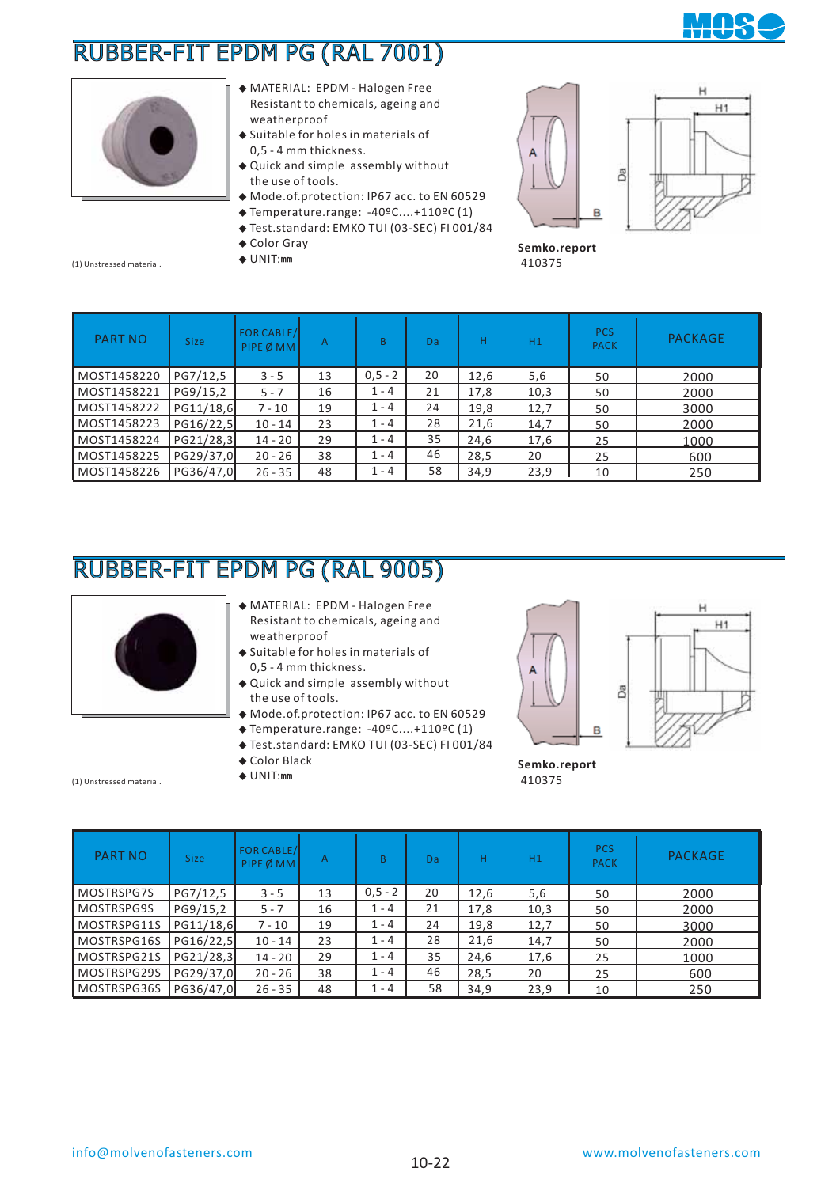# RUBBER-FIT EPDM PG (RAL 7001)

- MATERIAL: EPDM - Halogen Free Resistant to chemicals, ageing and weatherproof
- Suitable for holes in materials of 0,5 - 4 mm thickness.
- Quick and simple assembly without the use of tools.
- Mode.of.protection: IP67 acc. to EN 60529
- Temperature.range: -40ºC....+110ºC (1)
- Test.standard: EMKO TUI (03-SEC) FI 001/84
- Color Gray
- UNIT:mm

(1) Unstressed material.

**Semko.report** 410375

| PART NO | Size | FOR CABLE/ PIPE Ø MM | A | B | Da | H | H1 | PCS PACK | PACKAGE |
|---|---|---|---|---|---|---|---|---|---|
| MOST1458220 | PG7/12,5 | 3 - 5 | 13 | 0,5 - 2 | 20 | 12,6 | 5,6 | 50 | 2000 |
| MOST1458221 | PG9/15,2 | 5 - 7 | 16 | 1 - 4 | 21 | 17,8 | 10,3 | 50 | 2000 |
| MOST1458222 | PG11/18,6 | 7 - 10 | 19 | 1 - 4 | 24 | 19,8 | 12,7 | 50 | 3000 |
| MOST1458223 | PG16/22,5 | 10 - 14 | 23 | 1 - 4 | 28 | 21,6 | 14,7 | 50 | 2000 |
| MOST1458224 | PG21/28,3 | 14 - 20 | 29 | 1 - 4 | 35 | 24,6 | 17,6 | 25 | 1000 |
| MOST1458225 | PG29/37,0 | 20 - 26 | 38 | 1 - 4 | 46 | 28,5 | 20 | 25 | 600 |
| MOST1458226 | PG36/47,0 | 26 - 35 | 48 | 1 - 4 | 58 | 34,9 | 23,9 | 10 | 250 |

# RUBBER-FIT EPDM PG (RAL 9005)

- MATERIAL: EPDM - Halogen Free Resistant to chemicals, ageing and weatherproof
- Suitable for holes in materials of 0,5 - 4 mm thickness.
- Quick and simple assembly without the use of tools.
- Mode.of.protection: IP67 acc. to EN 60529
- Temperature.range: -40ºC....+110ºC (1)
- Test.standard: EMKO TUI (03-SEC) FI 001/84
- Color Black
- UNIT:mm

(1) Unstressed material.

**Semko.report** 410375

| PART NO | Size | FOR CABLE/ PIPE Ø MM | A | B | Da | H | H1 | PCS PACK | PACKAGE |
|---|---|---|---|---|---|---|---|---|---|
| MOSTRSPG7S | PG7/12,5 | 3 - 5 | 13 | 0,5 - 2 | 20 | 12,6 | 5,6 | 50 | 2000 |
| MOSTRSPG9S | PG9/15,2 | 5 - 7 | 16 | 1 - 4 | 21 | 17,8 | 10,3 | 50 | 2000 |
| MOSTRSPG11S | PG11/18,6 | 7 - 10 | 19 | 1 - 4 | 24 | 19,8 | 12,7 | 50 | 3000 |
| MOSTRSPG16S | PG16/22,5 | 10 - 14 | 23 | 1 - 4 | 28 | 21,6 | 14,7 | 50 | 2000 |
| MOSTRSPG21S | PG21/28,3 | 14 - 20 | 29 | 1 - 4 | 35 | 24,6 | 17,6 | 25 | 1000 |
| MOSTRSPG29S | PG29/37,0 | 20 - 26 | 38 | 1 - 4 | 46 | 28,5 | 20 | 25 | 600 |
| MOSTRSPG36S | PG36/47,0 | 26 - 35 | 48 | 1 - 4 | 58 | 34,9 | 23,9 | 10 | 250 |

info@molvenofasteners.com www.molvenofasteners.com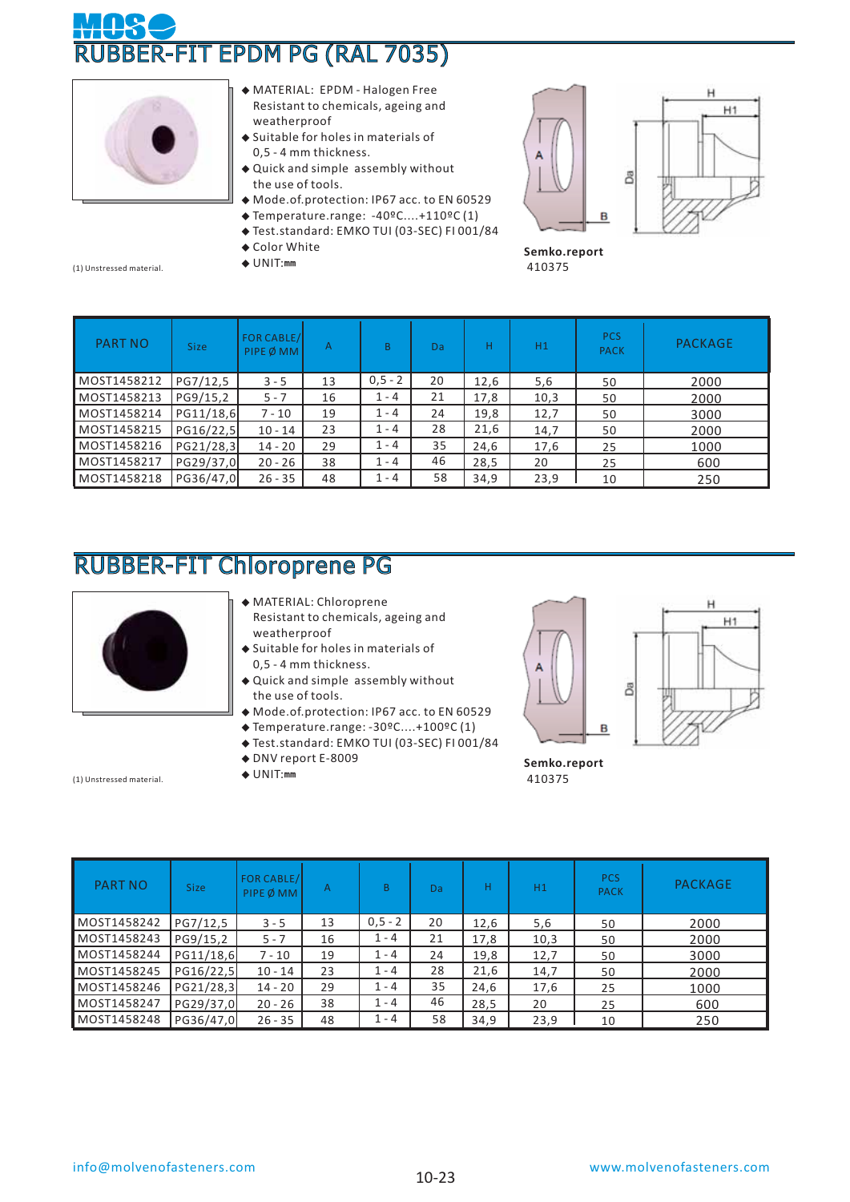# RUBBER-FIT EPDM PG (RAL 7035)

- MATERIAL: EPDM - Halogen Free
  Resistant to chemicals, ageing and weatherproof
- Suitable for holes in materials of 0,5 - 4 mm thickness.
- Quick and simple assembly without the use of tools.
- Mode.of.protection: IP67 acc. to EN 60529
- Temperature.range: -40ºC....+110ºC (1)
- Test.standard: EMKO TUI (03-SEC) FI 001/84
- Color White
- UNIT:mm

(1) Unstressed material.

**Semko.report**
410375

| PART NO | Size | FOR CABLE/ PIPE Ø MM | A | B | Da | H | H1 | PCS PACK | PACKAGE |
|---|---|---|---|---|---|---|---|---|---|
| MOST1458212 | PG7/12,5 | 3 - 5 | 13 | 0,5 - 2 | 20 | 12,6 | 5,6 | 50 | 2000 |
| MOST1458213 | PG9/15,2 | 5 - 7 | 16 | 1 - 4 | 21 | 17,8 | 10,3 | 50 | 2000 |
| MOST1458214 | PG11/18,6 | 7 - 10 | 19 | 1 - 4 | 24 | 19,8 | 12,7 | 50 | 3000 |
| MOST1458215 | PG16/22,5 | 10 - 14 | 23 | 1 - 4 | 28 | 21,6 | 14,7 | 50 | 2000 |
| MOST1458216 | PG21/28,3 | 14 - 20 | 29 | 1 - 4 | 35 | 24,6 | 17,6 | 25 | 1000 |
| MOST1458217 | PG29/37,0 | 20 - 26 | 38 | 1 - 4 | 46 | 28,5 | 20 | 25 | 600 |
| MOST1458218 | PG36/47,0 | 26 - 35 | 48 | 1 - 4 | 58 | 34,9 | 23,9 | 10 | 250 |

# RUBBER-FIT Chloroprene PG

- MATERIAL: Chloroprene
  Resistant to chemicals, ageing and weatherproof
- Suitable for holes in materials of 0,5 - 4 mm thickness.
- Quick and simple assembly without the use of tools.
- Mode.of.protection: IP67 acc. to EN 60529
- Temperature.range: -30ºC....+100ºC (1)
- Test.standard: EMKO TUI (03-SEC) FI 001/84
- DNV report E-8009
- UNIT:mm

(1) Unstressed material.

**Semko.report**
410375

| PART NO | Size | FOR CABLE/ PIPE Ø MM | A | B | Da | H | H1 | PCS PACK | PACKAGE |
|---|---|---|---|---|---|---|---|---|---|
| MOST1458242 | PG7/12,5 | 3 - 5 | 13 | 0,5 - 2 | 20 | 12,6 | 5,6 | 50 | 2000 |
| MOST1458243 | PG9/15,2 | 5 - 7 | 16 | 1 - 4 | 21 | 17,8 | 10,3 | 50 | 2000 |
| MOST1458244 | PG11/18,6 | 7 - 10 | 19 | 1 - 4 | 24 | 19,8 | 12,7 | 50 | 3000 |
| MOST1458245 | PG16/22,5 | 10 - 14 | 23 | 1 - 4 | 28 | 21,6 | 14,7 | 50 | 2000 |
| MOST1458246 | PG21/28,3 | 14 - 20 | 29 | 1 - 4 | 35 | 24,6 | 17,6 | 25 | 1000 |
| MOST1458247 | PG29/37,0 | 20 - 26 | 38 | 1 - 4 | 46 | 28,5 | 20 | 25 | 600 |
| MOST1458248 | PG36/47,0 | 26 - 35 | 48 | 1 - 4 | 58 | 34,9 | 23,9 | 10 | 250 |

info@molvenofasteners.com www.molvenofasteners.com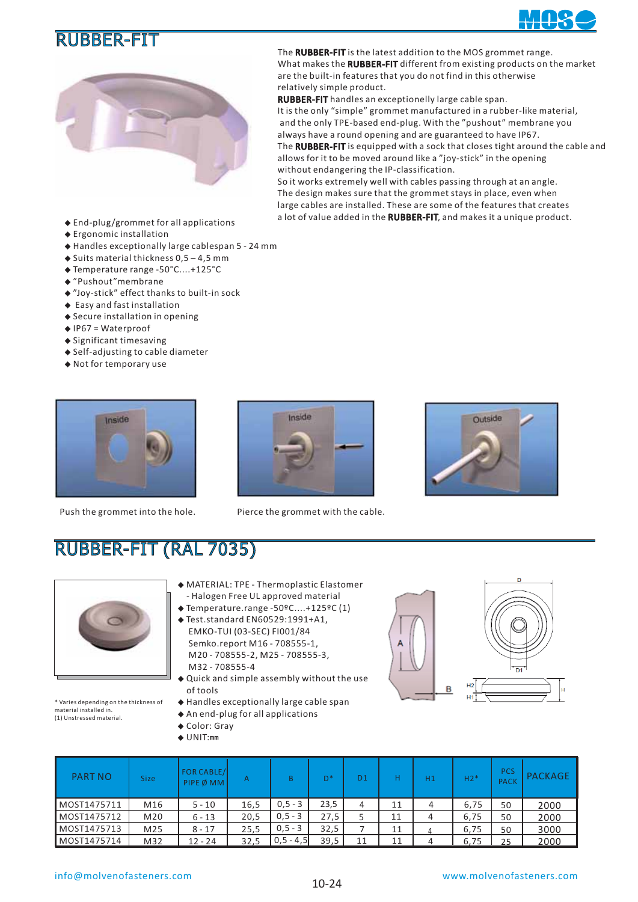# RUBBER-FIT

The **RUBBER-FIT** is the latest addition to the MOS grommet range. What makes the **RUBBER-FIT** different from existing products on the market are the built-in features that you do not find in this otherwise relatively simple product.

**RUBBER-FIT** handles an exceptionelly large cable span.

It is the only "simple" grommet manufactured in a rubber-like material, and the only TPE-based end-plug. With the "pushout" membrane you always have a round opening and are guaranteed to have IP67.

The **RUBBER-FIT** is equipped with a sock that closes tight around the cable and allows for it to be moved around like a "joy-stick" in the opening without endangering the IP-classification.

So it works extremely well with cables passing through at an angle. The design makes sure that the grommet stays in place, even when large cables are installed. These are some of the features that creates a lot of value added in the **RUBBER-FIT**, and makes it a unique product.

- End-plug/grommet for all applications
- Ergonomic installation
- Handles exceptionally large cablespan 5 - 24 mm
- Suits material thickness 0,5 – 4,5 mm
- Temperature range -50°C....+125°C
- "Pushout"membrane
- "Joy-stick" effect thanks to built-in sock
- Easy and fast installation
- Secure installation in opening
- IP67 = Waterproof
- Significant timesaving
- Self-adjusting to cable diameter
- Not for temporary use

Push the grommet into the hole.

Pierce the grommet with the cable.

# RUBBER-FIT (RAL 7035)

- MATERIAL: TPE - Thermoplastic Elastomer
  - Halogen Free UL approved material
- Temperature.range -50ºC....+125ºC (1)
- Test.standard EN60529:1991+A1, EMKO-TUI (03-SEC) FI001/84 Semko.report M16 - 708555-1, M20 - 708555-2, M25 - 708555-3, M32 - 708555-4
- Quick and simple assembly without the use of tools
- Handles exceptionally large cable span
- An end-plug for all applications
- Color: Gray
- UNIT:mm

\* Varies depending on the thickness of material installed in.
(1) Unstressed material.

| PART NO | Size | FOR CABLE/ PIPE Ø MM | A | B | D* | D1 | H | H1 | H2* | PCS PACK | PACKAGE |
|---|---|---|---|---|---|---|---|---|---|---|---|
| MOST1475711 | M16 | 5 - 10 | 16,5 | 0,5 - 3 | 23,5 | 4 | 11 | 4 | 6,75 | 50 | 2000 |
| MOST1475712 | M20 | 6 - 13 | 20,5 | 0,5 - 3 | 27,5 | 5 | 11 | 4 | 6,75 | 50 | 2000 |
| MOST1475713 | M25 | 8 - 17 | 25,5 | 0,5 - 3 | 32,5 | 7 | 11 | 4 | 6,75 | 50 | 3000 |
| MOST1475714 | M32 | 12 - 24 | 32,5 | 0,5 - 4,5 | 39,5 | 11 | 11 | 4 | 6,75 | 25 | 2000 |

info@molvenofasteners.com www.molvenofasteners.com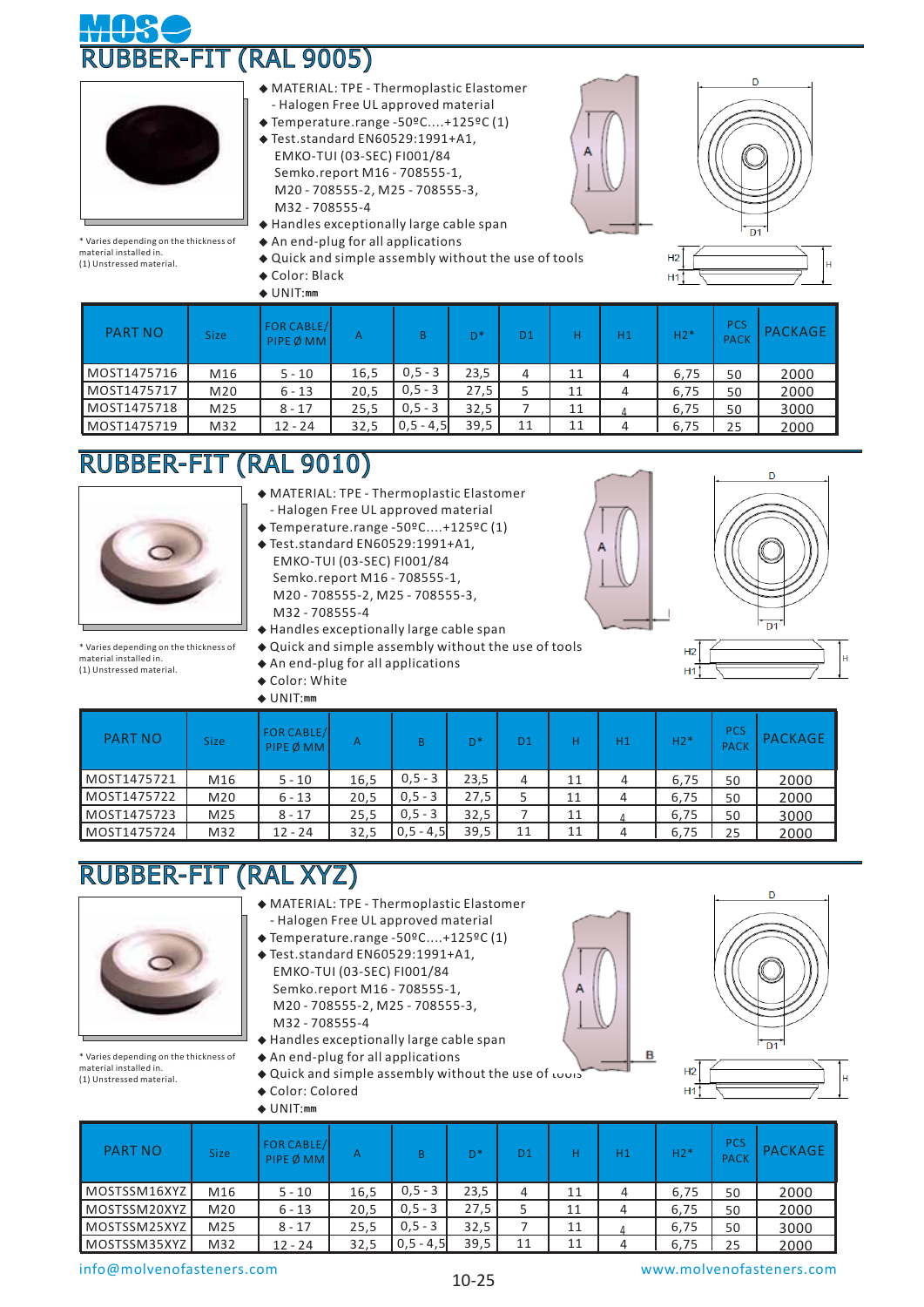# RUBBER-FIT (RAL 9005)

* Varies depending on the thickness of material installed in.
(1) Unstressed material.

- ◆ MATERIAL: TPE - Thermoplastic Elastomer
  - Halogen Free UL approved material
- ◆ Temperature.range -50ºC....+125ºC (1)
- ◆ Test.standard EN60529:1991+A1,
  EMKO-TUI (03-SEC) FI001/84
  Semko.report M16 - 708555-1,
  M20 - 708555-2, M25 - 708555-3,
  M32 - 708555-4
- ◆ Handles exceptionally large cable span
- ◆ An end-plug for all applications
- ◆ Quick and simple assembly without the use of tools
- ◆ Color: Black
- ◆ UNIT:mm

| PART NO | Size | FOR CABLE/ PIPE Ø MM | A | B | D* | D1 | H | H1 | H2* | PCS PACK | PACKAGE |
|---|---|---|---|---|---|---|---|---|---|---|---|
| MOST1475716 | M16 | 5 - 10 | 16,5 | 0,5 - 3 | 23,5 | 4 | 11 | 4 | 6,75 | 50 | 2000 |
| MOST1475717 | M20 | 6 - 13 | 20,5 | 0,5 - 3 | 27,5 | 5 | 11 | 4 | 6,75 | 50 | 2000 |
| MOST1475718 | M25 | 8 - 17 | 25,5 | 0,5 - 3 | 32,5 | 7 | 11 | 4 | 6,75 | 50 | 3000 |
| MOST1475719 | M32 | 12 - 24 | 32,5 | 0,5 - 4,5 | 39,5 | 11 | 11 | 4 | 6,75 | 25 | 2000 |

# RUBBER-FIT (RAL 9010)

* Varies depending on the thickness of material installed in.
(1) Unstressed material.

- ◆ MATERIAL: TPE - Thermoplastic Elastomer
  - Halogen Free UL approved material
- ◆ Temperature.range -50ºC....+125ºC (1)
- ◆ Test.standard EN60529:1991+A1,
  EMKO-TUI (03-SEC) FI001/84
  Semko.report M16 - 708555-1,
  M20 - 708555-2, M25 - 708555-3,
  M32 - 708555-4
- ◆ Handles exceptionally large cable span
- ◆ Quick and simple assembly without the use of tools
- ◆ An end-plug for all applications
- ◆ Color: White
- ◆ UNIT:mm

| PART NO | Size | FOR CABLE/ PIPE Ø MM | A | B | D* | D1 | H | H1 | H2* | PCS PACK | PACKAGE |
|---|---|---|---|---|---|---|---|---|---|---|---|
| MOST1475721 | M16 | 5 - 10 | 16,5 | 0,5 - 3 | 23,5 | 4 | 11 | 4 | 6,75 | 50 | 2000 |
| MOST1475722 | M20 | 6 - 13 | 20,5 | 0,5 - 3 | 27,5 | 5 | 11 | 4 | 6,75 | 50 | 2000 |
| MOST1475723 | M25 | 8 - 17 | 25,5 | 0,5 - 3 | 32,5 | 7 | 11 | 4 | 6,75 | 50 | 3000 |
| MOST1475724 | M32 | 12 - 24 | 32,5 | 0,5 - 4,5 | 39,5 | 11 | 11 | 4 | 6,75 | 25 | 2000 |

# RUBBER-FIT (RAL XYZ)

* Varies depending on the thickness of material installed in.
(1) Unstressed material.

- ◆ MATERIAL: TPE - Thermoplastic Elastomer
  - Halogen Free UL approved material
- ◆ Temperature.range -50ºC....+125ºC (1)
- ◆ Test.standard EN60529:1991+A1,
  EMKO-TUI (03-SEC) FI001/84
  Semko.report M16 - 708555-1,
  M20 - 708555-2, M25 - 708555-3,
  M32 - 708555-4
- ◆ Handles exceptionally large cable span
- ◆ An end-plug for all applications
- ◆ Quick and simple assembly without the use of tools
- ◆ Color: Colored
- ◆ UNIT:mm

| PART NO | Size | FOR CABLE/ PIPE Ø MM | A | B | D* | D1 | H | H1 | H2* | PCS PACK | PACKAGE |
|---|---|---|---|---|---|---|---|---|---|---|---|
| MOSTSSM16XYZ | M16 | 5 - 10 | 16,5 | 0,5 - 3 | 23,5 | 4 | 11 | 4 | 6,75 | 50 | 2000 |
| MOSTSSM20XYZ | M20 | 6 - 13 | 20,5 | 0,5 - 3 | 27,5 | 5 | 11 | 4 | 6,75 | 50 | 2000 |
| MOSTSSM25XYZ | M25 | 8 - 17 | 25,5 | 0,5 - 3 | 32,5 | 7 | 11 | 4 | 6,75 | 50 | 3000 |
| MOSTSSM35XYZ | M32 | 12 - 24 | 32,5 | 0,5 - 4,5 | 39,5 | 11 | 11 | 4 | 6,75 | 25 | 2000 |

info@molvenofasteners.com www.molvenofasteners.com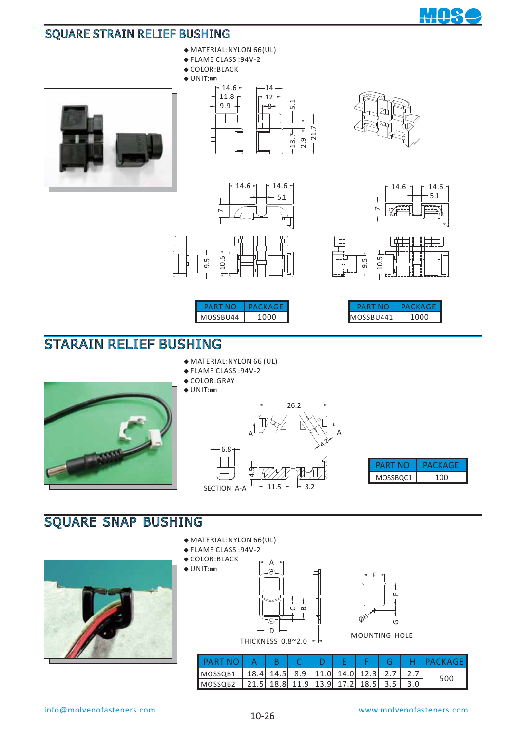## SQUARE STRAIN RELIEF BUSHING

- MATERIAL:NYLON 66(UL)
- FLAME CLASS :94V-2
- COLOR:BLACK
- UNIT:mm

| PART NO | PACKAGE |
|---|---|
| MOSSBU44 | 1000 |

| PART NO | PACKAGE |
|---|---|
| MOSSBU441 | 1000 |

## STARAIN RELIEF BUSHING

- MATERIAL:NYLON 66 (UL)
- FLAME CLASS :94V-2
- COLOR:GRAY
- UNIT:mm

SECTION A-A

| PART NO | PACKAGE |
|---|---|
| MOSSBQC1 | 100 |

## SQUARE SNAP BUSHING

- MATERIAL:NYLON 66(UL)
- FLAME CLASS :94V-2
- COLOR:BLACK
- UNIT:mm

THICKNESS 0.8~2.0

MOUNTING HOLE

| PART NO | A | B | C | D | E | F | G | H | PACKAGE |
|---|---|---|---|---|---|---|---|---|---|
| MOSSQB1 | 18.4 | 14.5 | 8.9 | 11.0 | 14.0 | 12.3 | 2.7 | 2.7 | 500 |
| MOSSQB2 | 21.5 | 18.8 | 11.9 | 13.9 | 17.2 | 18.5 | 3.5 | 3.0 | |

info@molvenofasteners.com www.molvenofasteners.com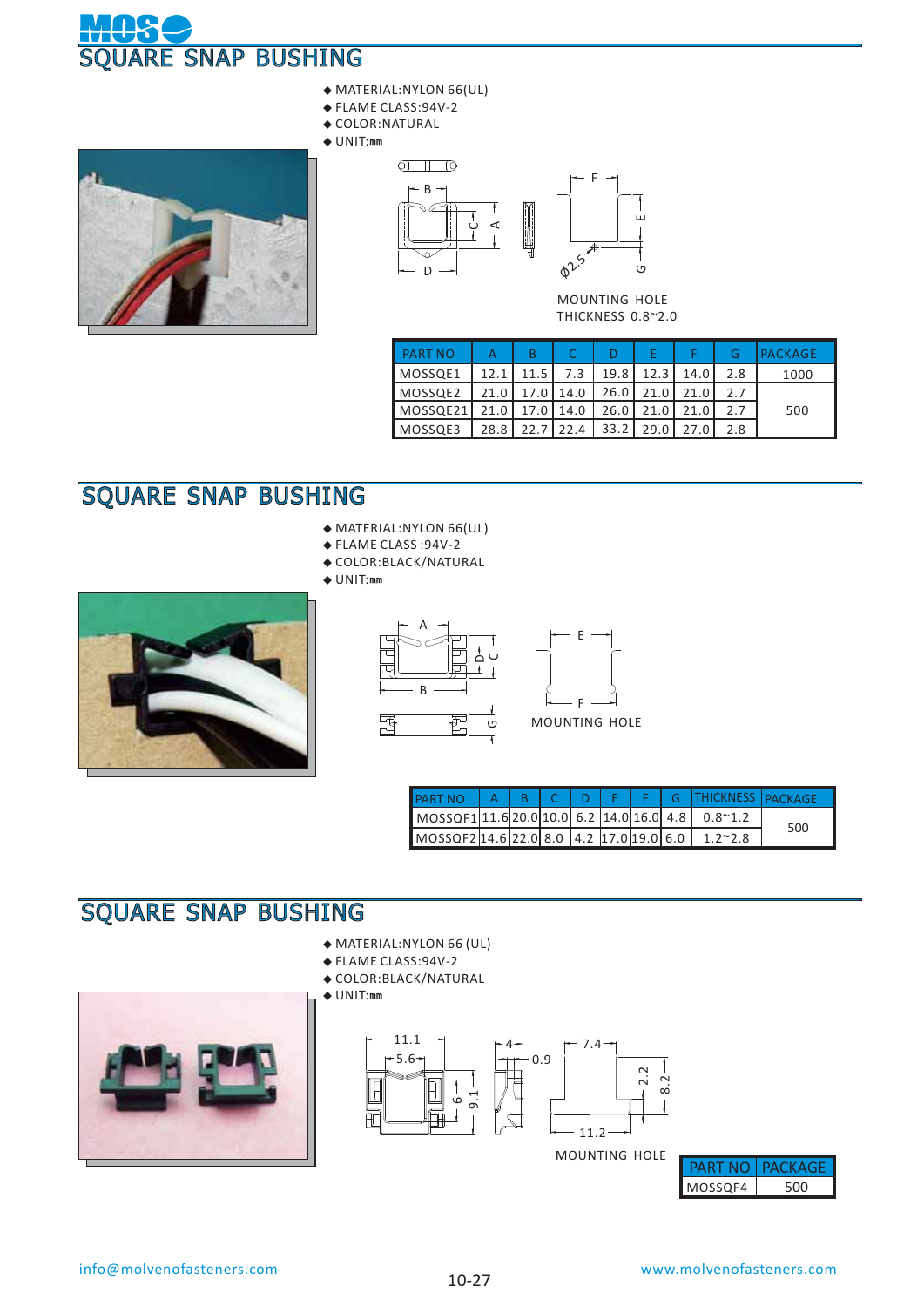# SQUARE SNAP BUSHING

- MATERIAL:NYLON 66(UL)
- FLAME CLASS:94V-2
- COLOR:NATURAL
- UNIT:mm

MOUNTING HOLE
THICKNESS 0.8~2.0

| PART NO | A | B | C | D | E | F | G | PACKAGE |
|---|---|---|---|---|---|---|---|---|
| MOSSQE1 | 12.1 | 11.5 | 7.3 | 19.8 | 12.3 | 14.0 | 2.8 | 1000 |
| MOSSQE2 | 21.0 | 17.0 | 14.0 | 26.0 | 21.0 | 21.0 | 2.7 | 500 |
| MOSSQE21 | 21.0 | 17.0 | 14.0 | 26.0 | 21.0 | 21.0 | 2.7 | |
| MOSSQE3 | 28.8 | 22.7 | 22.4 | 33.2 | 29.0 | 27.0 | 2.8 | |

# SQUARE SNAP BUSHING

- MATERIAL:NYLON 66(UL)
- FLAME CLASS :94V-2
- COLOR:BLACK/NATURAL
- UNIT:mm

MOUNTING HOLE

| PART NO | A | B | C | D | E | F | G | THICKNESS | PACKAGE |
|---|---|---|---|---|---|---|---|---|---|
| MOSSQF1 | 11.6 | 20.0 | 10.0 | 6.2 | 14.0 | 16.0 | 4.8 | 0.8~1.2 | 500 |
| MOSSQF2 | 14.6 | 22.0 | 8.0 | 4.2 | 17.0 | 19.0 | 6.0 | 1.2~2.8 | |

# SQUARE SNAP BUSHING

- MATERIAL:NYLON 66 (UL)
- FLAME CLASS:94V-2
- COLOR:BLACK/NATURAL
- UNIT:mm

MOUNTING HOLE

| PART NO | PACKAGE |
|---|---|
| MOSSQF4 | 500 |

info@molvenofasteners.com

www.molvenofasteners.com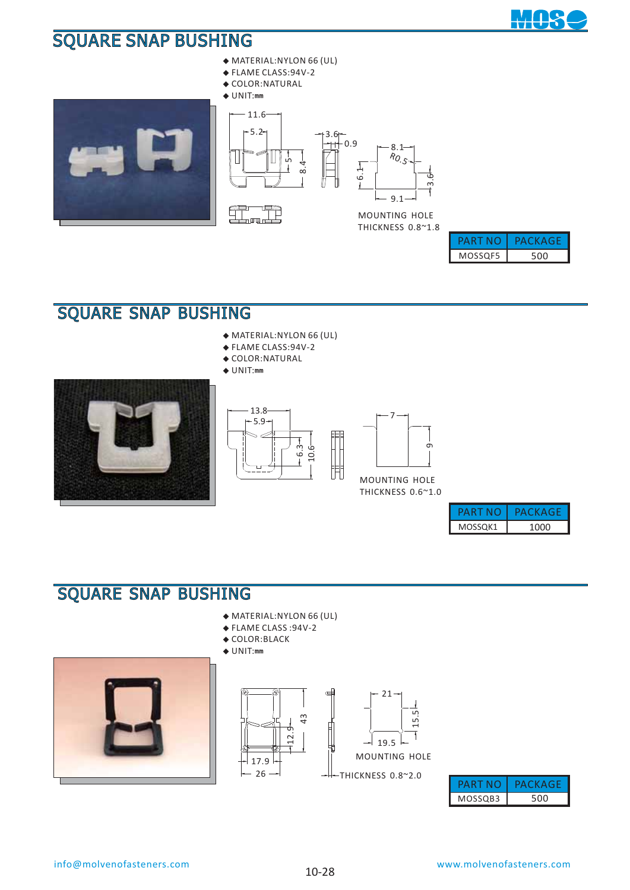## SQUARE SNAP BUSHING

- MATERIAL:NYLON 66 (UL)
- FLAME CLASS:94V-2
- COLOR:NATURAL
- UNIT:mm

11.6 5.2 5 8.4 3.6 0.9 8.1 R0.5 6.1 3.6 9.1

MOUNTING HOLE
THICKNESS 0.8~1.8

| PART NO | PACKAGE |
|---|---|
| MOSSQF5 | 500 |

## SQUARE SNAP BUSHING

- MATERIAL:NYLON 66 (UL)
- FLAME CLASS:94V-2
- COLOR:NATURAL
- UNIT:mm

13.8 5.9 6.3 10.6 7 9

MOUNTING HOLE
THICKNESS 0.6~1.0

| PART NO | PACKAGE |
|---|---|
| MOSSQK1 | 1000 |

## SQUARE SNAP BUSHING

- MATERIAL:NYLON 66 (UL)
- FLAME CLASS :94V-2
- COLOR:BLACK
- UNIT:mm

43 12.9 17.9 26 21 15.5 19.5

MOUNTING HOLE
THICKNESS 0.8~2.0

| PART NO | PACKAGE |
|---|---|
| MOSSQB3 | 500 |

info@molvenofasteners.com www.molvenofasteners.com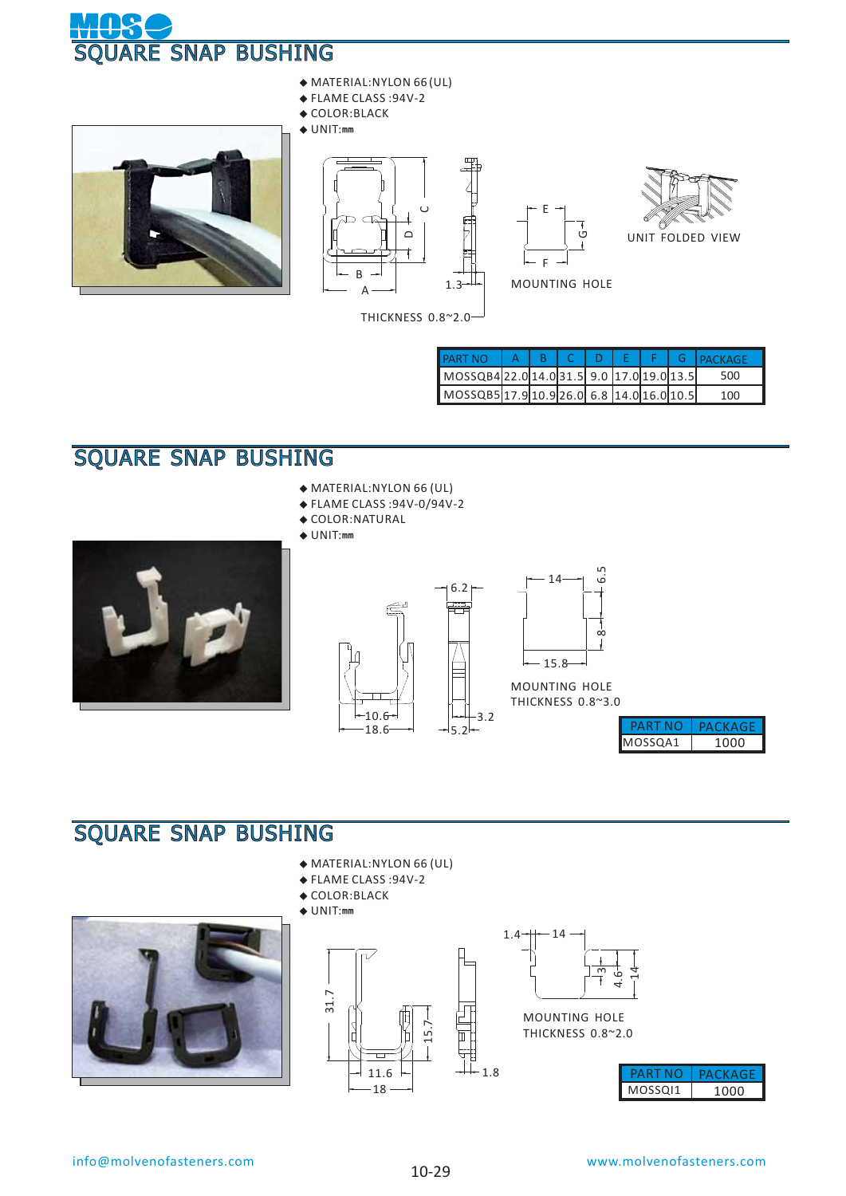# SQUARE SNAP BUSHING

- MATERIAL:NYLON 66 (UL)
- FLAME CLASS :94V-2
- COLOR:BLACK
- UNIT:mm

UNIT FOLDED VIEW

MOUNTING HOLE

THICKNESS 0.8~2.0

| PART NO | A | B | C | D | E | F | G | PACKAGE |
|---|---|---|---|---|---|---|---|---|
| MOSSQB4 | 22.0 | 14.0 | 31.5 | 9.0 | 17.0 | 19.0 | 13.5 | 500 |
| MOSSQB5 | 17.9 | 10.9 | 26.0 | 6.8 | 14.0 | 16.0 | 10.5 | 100 |

# SQUARE SNAP BUSHING

- MATERIAL:NYLON 66 (UL)
- FLAME CLASS :94V-0/94V-2
- COLOR:NATURAL
- UNIT:mm

MOUNTING HOLE

THICKNESS 0.8~3.0

| PART NO | PACKAGE |
|---|---|
| MOSSQA1 | 1000 |

# SQUARE SNAP BUSHING

- MATERIAL:NYLON 66 (UL)
- FLAME CLASS :94V-2
- COLOR:BLACK
- UNIT:mm

MOUNTING HOLE

THICKNESS 0.8~2.0

| PART NO | PACKAGE |
|---|---|
| MOSSQI1 | 1000 |

info@molvenofasteners.com

www.molvenofasteners.com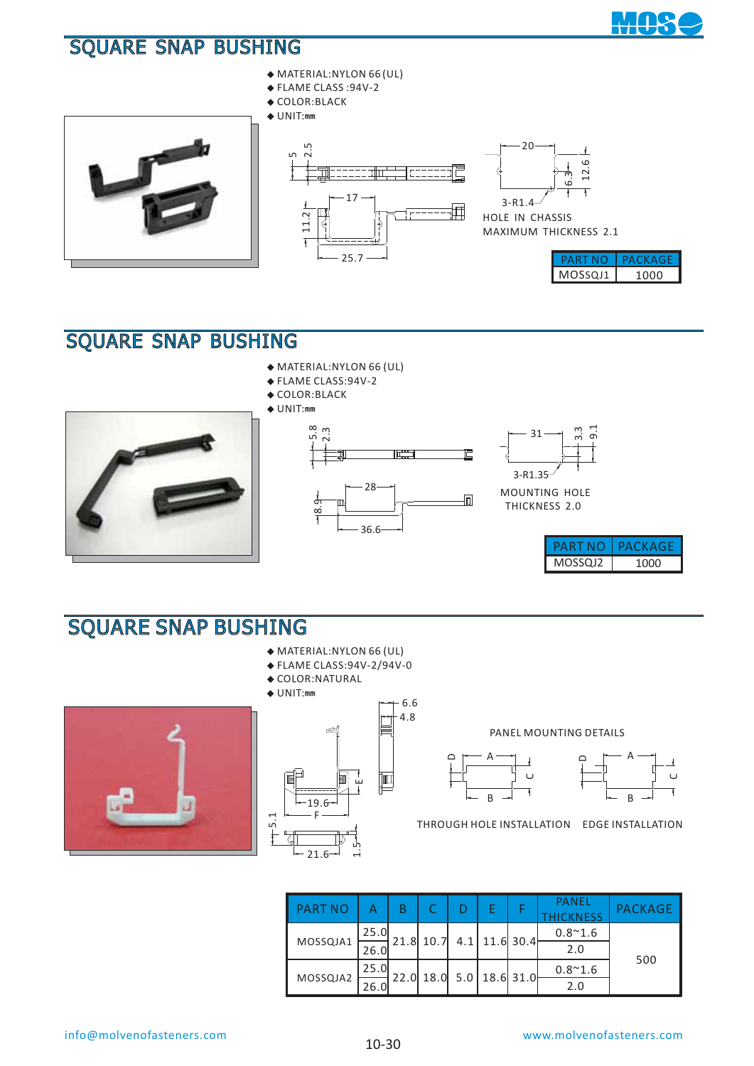## SQUARE SNAP BUSHING

- MATERIAL:NYLON 66 (UL)
- FLAME CLASS :94V-2
- COLOR:BLACK
- UNIT:mm

5
2.5
17
11.2
25.7
20
6.3
12.6
3-R1.4

HOLE IN CHASSIS
MAXIMUM THICKNESS 2.1

| PART NO | PACKAGE |
|---|---|
| MOSSQJ1 | 1000 |

## SQUARE SNAP BUSHING

- MATERIAL:NYLON 66 (UL)
- FLAME CLASS:94V-2
- COLOR:BLACK
- UNIT:mm

5.8
2.3
28
8.9
36.6
31
3.3
9.1
3-R1.35

MOUNTING HOLE
THICKNESS 2.0

| PART NO | PACKAGE |
|---|---|
| MOSSQJ2 | 1000 |

## SQUARE SNAP BUSHING

- MATERIAL:NYLON 66 (UL)
- FLAME CLASS:94V-2/94V-0
- COLOR:NATURAL
- UNIT:mm

6.6
4.8
19.6
F
E
5.1
21.6
1.5

PANEL MOUNTING DETAILS

D A B C
D A B C

THROUGH HOLE INSTALLATION EDGE INSTALLATION

| PART NO | A | B | C | D | E | F | PANEL THICKNESS | PACKAGE |
|---|---|---|---|---|---|---|---|---|
| MOSSQJA1 | 25.0 | 21.8 | 10.7 | 4.1 | 11.6 | 30.4 | 0.8~1.6 | 500 |
| | 26.0 | | | | | | 2.0 | |
| MOSSQJA2 | 25.0 | 22.0 | 18.0 | 5.0 | 18.6 | 31.0 | 0.8~1.6 | |
| | 26.0 | | | | | | 2.0 | |

info@molvenofasteners.com www.molvenofasteners.com